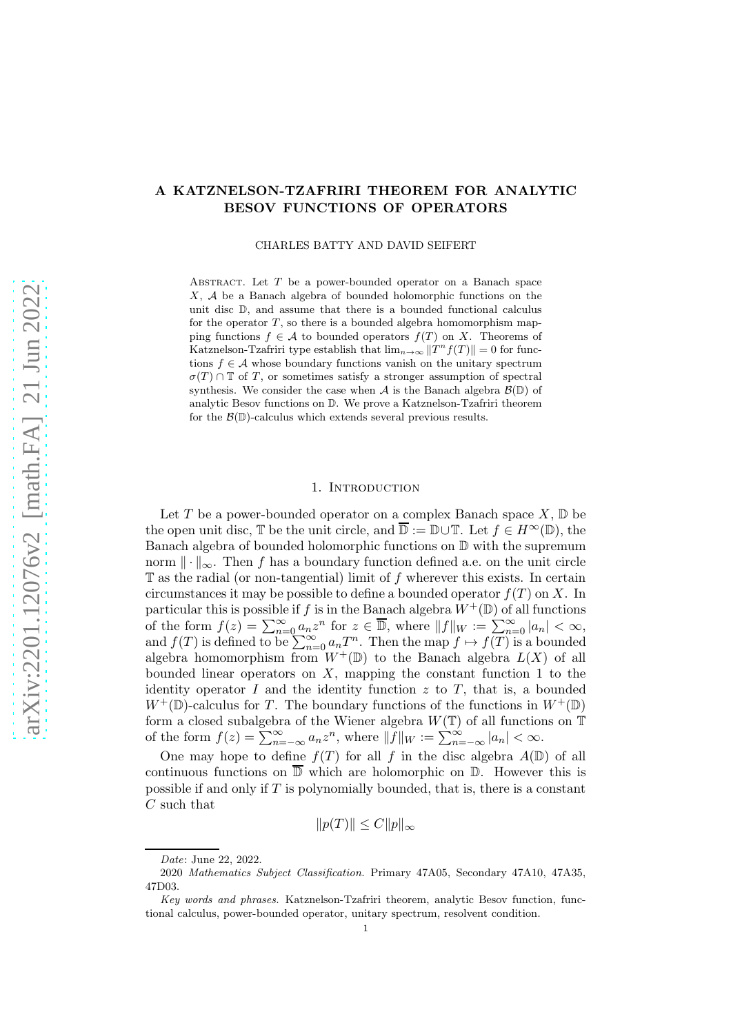# A KATZNELSON-TZAFRIRI THEOREM FOR ANALYTIC BESOV FUNCTIONS OF OPERATORS

CHARLES BATTY AND DAVID SEIFERT

Abstract. Let $T$ be a power-bounded operator on a Banach space $X$, $\mathcal{A}$ be a Banach algebra of bounded holomorphic functions on the unit disc $\mathbb{D}$, and assume that there is a bounded functional calculus for the operator $T$, so there is a bounded algebra homomorphism mapping functions $f \in \mathcal{A}$ to bounded operators $f(T)$ on $X$. Theorems of Katznelson-Tzafriri type establish that $\lim_{n\to\infty} \|T^n f(T)\| = 0$ for functions $f \in \mathcal{A}$ whose boundary functions vanish on the unitary spectrum $\sigma(T) \cap \mathbb{T}$ of $T$, or sometimes satisfy a stronger assumption of spectral synthesis. We consider the case when $\mathcal{A}$ is the Banach algebra $\mathcal{B}(\mathbb{D})$ of analytic Besov functions on $\mathbb{D}$. We prove a Katznelson-Tzafriri theorem for the $\mathcal{B}(\mathbb{D})$-calculus which extends several previous results.

## 1. Introduction

Let $T$ be a power-bounded operator on a complex Banach space $X$, $\mathbb{D}$ be the open unit disc, $\mathbb{T}$ be the unit circle, and $\overline{\mathbb{D}} := \mathbb{D} \cup \mathbb{T}$. Let $f \in H^\infty(\mathbb{D})$, the Banach algebra of bounded holomorphic functions on $\mathbb{D}$ with the supremum norm $\|\cdot\|_\infty$. Then $f$ has a boundary function defined a.e. on the unit circle $\mathbb{T}$ as the radial (or non-tangential) limit of $f$ wherever this exists. In certain circumstances it may be possible to define a bounded operator $f(T)$ on $X$. In particular this is possible if $f$ is in the Banach algebra $W^+(\mathbb{D})$ of all functions of the form $f(z) = \sum_{n=0}^\infty a_n z^n$ for $z \in \overline{\mathbb{D}}$, where $\|f\|_W := \sum_{n=0}^\infty |a_n| < \infty$, and $f(T)$ is defined to be $\sum_{n=0}^\infty a_n T^n$. Then the map $f \mapsto f(T)$ is a bounded algebra homomorphism from $W^+(\mathbb{D})$ to the Banach algebra $L(X)$ of all bounded linear operators on $X$, mapping the constant function 1 to the identity operator $I$ and the identity function $z$ to $T$, that is, a bounded $W^+(\mathbb{D})$-calculus for $T$. The boundary functions of the functions in $W^+(\mathbb{D})$ form a closed subalgebra of the Wiener algebra $W(\mathbb{T})$ of all functions on $\mathbb{T}$ of the form $f(z) = \sum_{n=-\infty}^\infty a_n z^n$, where $\|f\|_W := \sum_{n=-\infty}^\infty |a_n| < \infty$.

One may hope to define $f(T)$ for all $f$ in the disc algebra $A(\mathbb{D})$ of all continuous functions on $\overline{\mathbb{D}}$ which are holomorphic on $\mathbb{D}$. However this is possible if and only if $T$ is polynomially bounded, that is, there is a constant $C$ such that

$$\|p(T)\| \leq C\|p\|_\infty$$

*Date*: June 22, 2022.

2020 *Mathematics Subject Classification.* Primary 47A05, Secondary 47A10, 47A35, 47D03.

*Key words and phrases.* Katznelson-Tzafriri theorem, analytic Besov function, functional calculus, power-bounded operator, unitary spectrum, resolvent condition.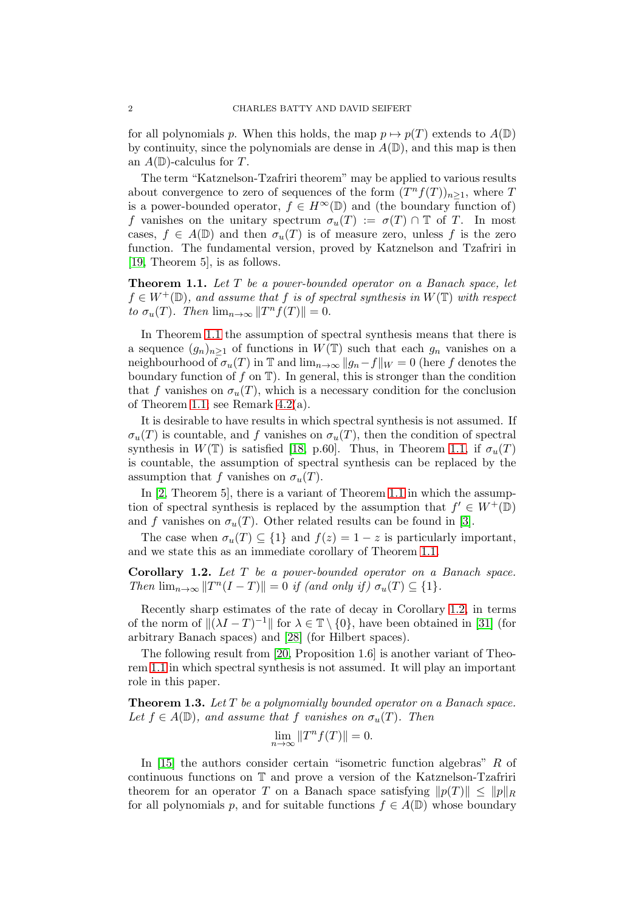for all polynomials $p$. When this holds, the map $p \mapsto p(T)$ extends to $A(\mathbb{D})$ by continuity, since the polynomials are dense in $A(\mathbb{D})$, and this map is then an $A(\mathbb{D})$-calculus for $T$.

The term "Katznelson-Tzafriri theorem" may be applied to various results about convergence to zero of sequences of the form $(T^n f(T))_{n\geq 1}$, where $T$ is a power-bounded operator, $f \in H^\infty(\mathbb{D})$ and (the boundary function of) $f$ vanishes on the unitary spectrum $\sigma_u(T) := \sigma(T) \cap \mathbb{T}$ of $T$. In most cases, $f \in A(\mathbb{D})$ and then $\sigma_u(T)$ is of measure zero, unless $f$ is the zero function. The fundamental version, proved by Katznelson and Tzafriri in [19, Theorem 5], is as follows.

**Theorem 1.1.** *Let $T$ be a power-bounded operator on a Banach space, let $f \in W^+(\mathbb{D})$, and assume that $f$ is of spectral synthesis in $W(\mathbb{T})$ with respect to $\sigma_u(T)$. Then $\lim_{n\to\infty} \|T^n f(T)\| = 0$.*

In Theorem 1.1 the assumption of spectral synthesis means that there is a sequence $(g_n)_{n\geq 1}$ of functions in $W(\mathbb{T})$ such that each $g_n$ vanishes on a neighbourhood of $\sigma_u(T)$ in $\mathbb{T}$ and $\lim_{n\to\infty} \|g_n - f\|_W = 0$ (here $f$ denotes the boundary function of $f$ on $\mathbb{T}$). In general, this is stronger than the condition that $f$ vanishes on $\sigma_u(T)$, which is a necessary condition for the conclusion of Theorem 1.1; see Remark 4.2(a).

It is desirable to have results in which spectral synthesis is not assumed. If $\sigma_u(T)$ is countable, and $f$ vanishes on $\sigma_u(T)$, then the condition of spectral synthesis in $W(\mathbb{T})$ is satisfied [18, p.60]. Thus, in Theorem 1.1, if $\sigma_u(T)$ is countable, the assumption of spectral synthesis can be replaced by the assumption that $f$ vanishes on $\sigma_u(T)$.

In [2, Theorem 5], there is a variant of Theorem 1.1 in which the assumption of spectral synthesis is replaced by the assumption that $f' \in W^+(\mathbb{D})$ and $f$ vanishes on $\sigma_u(T)$. Other related results can be found in [3].

The case when $\sigma_u(T) \subseteq \{1\}$ and $f(z) = 1 - z$ is particularly important, and we state this as an immediate corollary of Theorem 1.1.

**Corollary 1.2.** *Let $T$ be a power-bounded operator on a Banach space. Then $\lim_{n\to\infty} \|T^n(I - T)\| = 0$ if (and only if) $\sigma_u(T) \subseteq \{1\}$.*

Recently sharp estimates of the rate of decay in Corollary 1.2, in terms of the norm of $\|(\lambda I - T)^{-1}\|$ for $\lambda \in \mathbb{T} \setminus \{0\}$, have been obtained in [31] (for arbitrary Banach spaces) and [28] (for Hilbert spaces).

The following result from [20, Proposition 1.6] is another variant of Theorem 1.1 in which spectral synthesis is not assumed. It will play an important role in this paper.

**Theorem 1.3.** *Let $T$ be a polynomially bounded operator on a Banach space. Let $f \in A(\mathbb{D})$, and assume that $f$ vanishes on $\sigma_u(T)$. Then*

$$\lim_{n\to\infty} \|T^n f(T)\| = 0.$$

In [15] the authors consider certain "isometric function algebras" $R$ of continuous functions on $\mathbb{T}$ and prove a version of the Katznelson-Tzafriri theorem for an operator $T$ on a Banach space satisfying $\|p(T)\| \leq \|p\|_R$ for all polynomials $p$, and for suitable functions $f \in A(\mathbb{D})$ whose boundary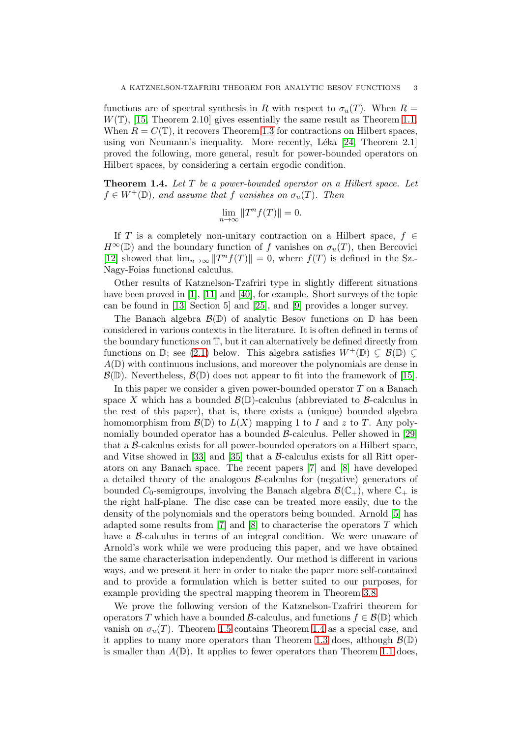functions are of spectral synthesis in $R$ with respect to $\sigma_u(T)$. When $R = W(\mathbb{T})$, [15, Theorem 2.10] gives essentially the same result as Theorem 1.1. When $R = C(\mathbb{T})$, it recovers Theorem 1.3 for contractions on Hilbert spaces, using von Neumann's inequality. More recently, Léka [24, Theorem 2.1] proved the following, more general, result for power-bounded operators on Hilbert spaces, by considering a certain ergodic condition.

**Theorem 1.4.** *Let $T$ be a power-bounded operator on a Hilbert space. Let $f \in W^+(\mathbb{D})$, and assume that $f$ vanishes on $\sigma_u(T)$. Then*

$$\lim_{n\to\infty} \|T^n f(T)\| = 0.$$

If $T$ is a completely non-unitary contraction on a Hilbert space, $f \in H^\infty(\mathbb{D})$ and the boundary function of $f$ vanishes on $\sigma_u(T)$, then Bercovici [12] showed that $\lim_{n\to\infty} \|T^n f(T)\| = 0$, where $f(T)$ is defined in the Sz.-Nagy-Foias functional calculus.

Other results of Katznelson-Tzafriri type in slightly different situations have been proved in [1], [11] and [40], for example. Short surveys of the topic can be found in [13, Section 5] and [25], and [9] provides a longer survey.

The Banach algebra $\mathcal{B}(\mathbb{D})$ of analytic Besov functions on $\mathbb{D}$ has been considered in various contexts in the literature. It is often defined in terms of the boundary functions on $\mathbb{T}$, but it can alternatively be defined directly from functions on $\mathbb{D}$; see (2.1) below. This algebra satisfies $W^+(\mathbb{D}) \subsetneq \mathcal{B}(\mathbb{D}) \subsetneq A(\mathbb{D})$ with continuous inclusions, and moreover the polynomials are dense in $\mathcal{B}(\mathbb{D})$. Nevertheless, $\mathcal{B}(\mathbb{D})$ does not appear to fit into the framework of [15].

In this paper we consider a given power-bounded operator $T$ on a Banach space $X$ which has a bounded $\mathcal{B}(\mathbb{D})$-calculus (abbreviated to $\mathcal{B}$-calculus in the rest of this paper), that is, there exists a (unique) bounded algebra homomorphism from $\mathcal{B}(\mathbb{D})$ to $L(X)$ mapping 1 to $I$ and $z$ to $T$. Any polynomially bounded operator has a bounded $\mathcal{B}$-calculus. Peller showed in [29] that a $\mathcal{B}$-calculus exists for all power-bounded operators on a Hilbert space, and Vitse showed in [33] and [35] that a $\mathcal{B}$-calculus exists for all Ritt operators on any Banach space. The recent papers [7] and [8] have developed a detailed theory of the analogous $\mathcal{B}$-calculus for (negative) generators of bounded $C_0$-semigroups, involving the Banach algebra $\mathcal{B}(\mathbb{C}_+)$, where $\mathbb{C}_+$ is the right half-plane. The disc case can be treated more easily, due to the density of the polynomials and the operators being bounded. Arnold [5] has adapted some results from [7] and [8] to characterise the operators $T$ which have a $\mathcal{B}$-calculus in terms of an integral condition. We were unaware of Arnold's work while we were producing this paper, and we have obtained the same characterisation independently. Our method is different in various ways, and we present it here in order to make the paper more self-contained and to provide a formulation which is better suited to our purposes, for example providing the spectral mapping theorem in Theorem 3.8.

We prove the following version of the Katznelson-Tzafriri theorem for operators $T$ which have a bounded $\mathcal{B}$-calculus, and functions $f \in \mathcal{B}(\mathbb{D})$ which vanish on $\sigma_u(T)$. Theorem 1.5 contains Theorem 1.4 as a special case, and it applies to many more operators than Theorem 1.3 does, although $\mathcal{B}(\mathbb{D})$ is smaller than $A(\mathbb{D})$. It applies to fewer operators than Theorem 1.1 does,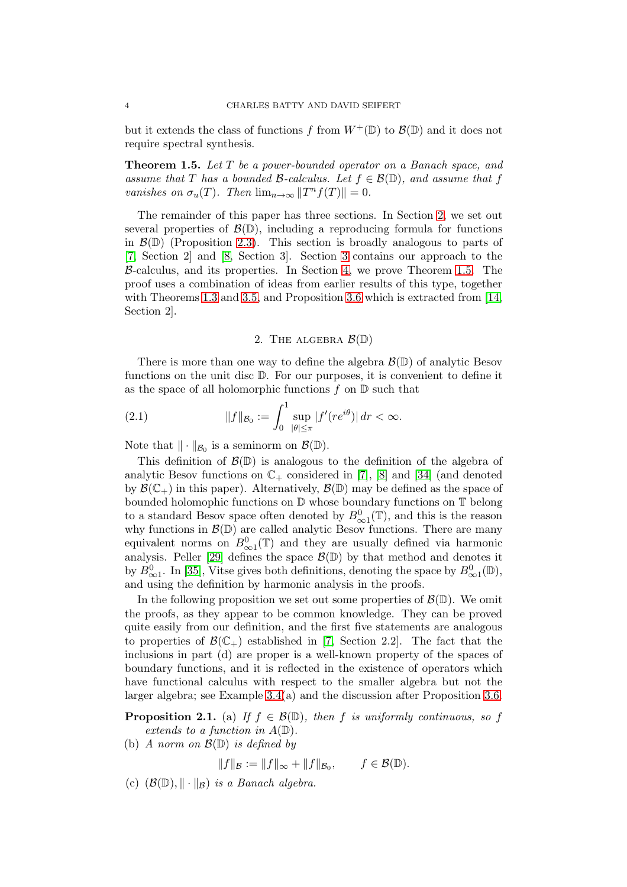but it extends the class of functions $f$ from $W^+(\mathbb{D})$ to $\mathcal{B}(\mathbb{D})$ and it does not require spectral synthesis.

**Theorem 1.5.** *Let $T$ be a power-bounded operator on a Banach space, and assume that $T$ has a bounded $\mathcal{B}$-calculus. Let $f \in \mathcal{B}(\mathbb{D})$, and assume that $f$ vanishes on $\sigma_u(T)$. Then $\lim_{n\to\infty} \|T^n f(T)\| = 0$.*

The remainder of this paper has three sections. In Section 2, we set out several properties of $\mathcal{B}(\mathbb{D})$, including a reproducing formula for functions in $\mathcal{B}(\mathbb{D})$ (Proposition 2.3). This section is broadly analogous to parts of [7, Section 2] and [8, Section 3]. Section 3 contains our approach to the $\mathcal{B}$-calculus, and its properties. In Section 4, we prove Theorem 1.5. The proof uses a combination of ideas from earlier results of this type, together with Theorems 1.3 and 3.5, and Proposition 3.6 which is extracted from [14, Section 2].

## 2. The algebra $\mathcal{B}(\mathbb{D})$

There is more than one way to define the algebra $\mathcal{B}(\mathbb{D})$ of analytic Besov functions on the unit disc $\mathbb{D}$. For our purposes, it is convenient to define it as the space of all holomorphic functions $f$ on $\mathbb{D}$ such that

$$\|f\|_{\mathcal{B}_0} := \int_0^1 \sup_{|\theta|\le\pi} |f'(re^{i\theta})|\,dr < \infty. \tag{2.1}$$

Note that $\|\cdot\|_{\mathcal{B}_0}$ is a seminorm on $\mathcal{B}(\mathbb{D})$.

This definition of $\mathcal{B}(\mathbb{D})$ is analogous to the definition of the algebra of analytic Besov functions on $\mathbb{C}_+$ considered in [7], [8] and [34] (and denoted by $\mathcal{B}(\mathbb{C}_+)$ in this paper). Alternatively, $\mathcal{B}(\mathbb{D})$ may be defined as the space of bounded holomophic functions on $\mathbb{D}$ whose boundary functions on $\mathbb{T}$ belong to a standard Besov space often denoted by $B^0_{\infty 1}(\mathbb{T})$, and this is the reason why functions in $\mathcal{B}(\mathbb{D})$ are called analytic Besov functions. There are many equivalent norms on $B^0_{\infty 1}(\mathbb{T})$ and they are usually defined via harmonic analysis. Peller [29] defines the space $\mathcal{B}(\mathbb{D})$ by that method and denotes it by $B^0_{\infty 1}$. In [35], Vitse gives both definitions, denoting the space by $B^0_{\infty 1}(\mathbb{D})$, and using the definition by harmonic analysis in the proofs.

In the following proposition we set out some properties of $\mathcal{B}(\mathbb{D})$. We omit the proofs, as they appear to be common knowledge. They can be proved quite easily from our definition, and the first five statements are analogous to properties of $\mathcal{B}(\mathbb{C}_+)$ established in [7, Section 2.2]. The fact that the inclusions in part (d) are proper is a well-known property of the spaces of boundary functions, and it is reflected in the existence of operators which have functional calculus with respect to the smaller algebra but not the larger algebra; see Example 3.4(a) and the discussion after Proposition 3.6.

**Proposition 2.1.** (a) *If $f \in \mathcal{B}(\mathbb{D})$, then $f$ is uniformly continuous, so $f$ extends to a function in $A(\mathbb{D})$.*

(b) *A norm on $\mathcal{B}(\mathbb{D})$ is defined by*

$$\|f\|_{\mathcal{B}} := \|f\|_\infty + \|f\|_{\mathcal{B}_0}, \qquad f \in \mathcal{B}(\mathbb{D}).$$

(c) *$(\mathcal{B}(\mathbb{D}), \|\cdot\|_{\mathcal{B}})$ is a Banach algebra.*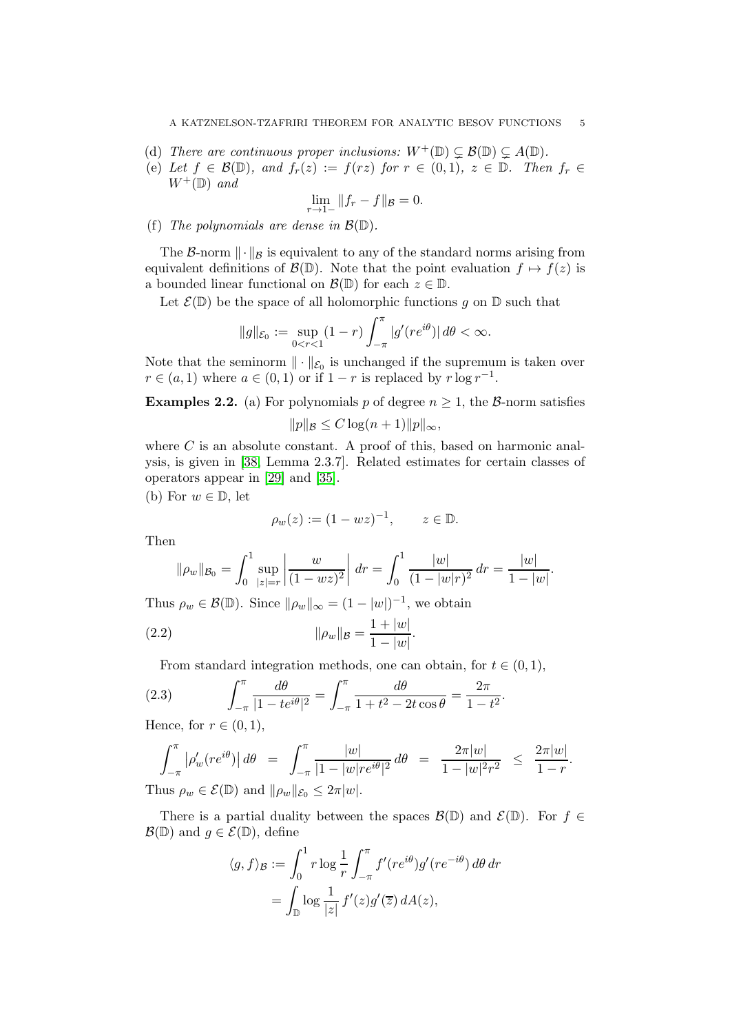(d) *There are continuous proper inclusions:* $W^+(\mathbb{D}) \subsetneq \mathcal{B}(\mathbb{D}) \subsetneq A(\mathbb{D})$.

(e) *Let* $f \in \mathcal{B}(\mathbb{D})$, *and* $f_r(z) := f(rz)$ *for* $r \in (0,1)$, $z \in \mathbb{D}$. *Then* $f_r \in W^+(\mathbb{D})$ *and*

$$\lim_{r\to 1-} \|f_r - f\|_{\mathcal{B}} = 0.$$

(f) *The polynomials are dense in* $\mathcal{B}(\mathbb{D})$.

The $\mathcal{B}$-norm $\|\cdot\|_{\mathcal{B}}$ is equivalent to any of the standard norms arising from equivalent definitions of $\mathcal{B}(\mathbb{D})$. Note that the point evaluation $f \mapsto f(z)$ is a bounded linear functional on $\mathcal{B}(\mathbb{D})$ for each $z \in \mathbb{D}$.

Let $\mathcal{E}(\mathbb{D})$ be the space of all holomorphic functions $g$ on $\mathbb{D}$ such that

$$\|g\|_{\mathcal{E}_0} := \sup_{0<r<1} (1-r) \int_{-\pi}^{\pi} |g'(re^{i\theta})| \, d\theta < \infty.$$

Note that the seminorm $\|\cdot\|_{\mathcal{E}_0}$ is unchanged if the supremum is taken over $r \in (a,1)$ where $a \in (0,1)$ or if $1-r$ is replaced by $r \log r^{-1}$.

**Examples 2.2.** (a) For polynomials $p$ of degree $n \geq 1$, the $\mathcal{B}$-norm satisfies

$$\|p\|_{\mathcal{B}} \leq C \log(n+1) \|p\|_\infty,$$

where $C$ is an absolute constant. A proof of this, based on harmonic analysis, is given in [38, Lemma 2.3.7]. Related estimates for certain classes of operators appear in [29] and [35].

(b) For $w \in \mathbb{D}$, let

$$\rho_w(z) := (1-wz)^{-1}, \qquad z \in \mathbb{D}.$$

Then

$$\|\rho_w\|_{\mathcal{B}_0} = \int_0^1 \sup_{|z|=r} \left| \frac{w}{(1-wz)^2} \right| dr = \int_0^1 \frac{|w|}{(1-|w|r)^2} \, dr = \frac{|w|}{1-|w|}.$$

Thus $\rho_w \in \mathcal{B}(\mathbb{D})$. Since $\|\rho_w\|_\infty = (1-|w|)^{-1}$, we obtain

$$\|\rho_w\|_{\mathcal{B}} = \frac{1+|w|}{1-|w|}. \tag{2.2}$$

From standard integration methods, one can obtain, for $t \in (0,1)$,

$$\int_{-\pi}^{\pi} \frac{d\theta}{|1-te^{i\theta}|^2} = \int_{-\pi}^{\pi} \frac{d\theta}{1+t^2-2t\cos\theta} = \frac{2\pi}{1-t^2}. \tag{2.3}$$

Hence, for $r \in (0,1)$,

$$\int_{-\pi}^{\pi} \left|\rho_w'(re^{i\theta})\right| d\theta \;=\; \int_{-\pi}^{\pi} \frac{|w|}{|1-|w|re^{i\theta}|^2} \, d\theta \;=\; \frac{2\pi|w|}{1-|w|^2r^2} \;\leq\; \frac{2\pi|w|}{1-r}.$$

Thus $\rho_w \in \mathcal{E}(\mathbb{D})$ and $\|\rho_w\|_{\mathcal{E}_0} \leq 2\pi|w|$.

There is a partial duality between the spaces $\mathcal{B}(\mathbb{D})$ and $\mathcal{E}(\mathbb{D})$. For $f \in \mathcal{B}(\mathbb{D})$ and $g \in \mathcal{E}(\mathbb{D})$, define

$$\begin{aligned}
\langle g, f \rangle_{\mathcal{B}} &:= \int_0^1 r \log \frac{1}{r} \int_{-\pi}^{\pi} f'(re^{i\theta}) g'(re^{-i\theta}) \, d\theta \, dr \\
&= \int_{\mathbb{D}} \log \frac{1}{|z|} \, f'(z) g'(\overline{z}) \, dA(z),
\end{aligned}$$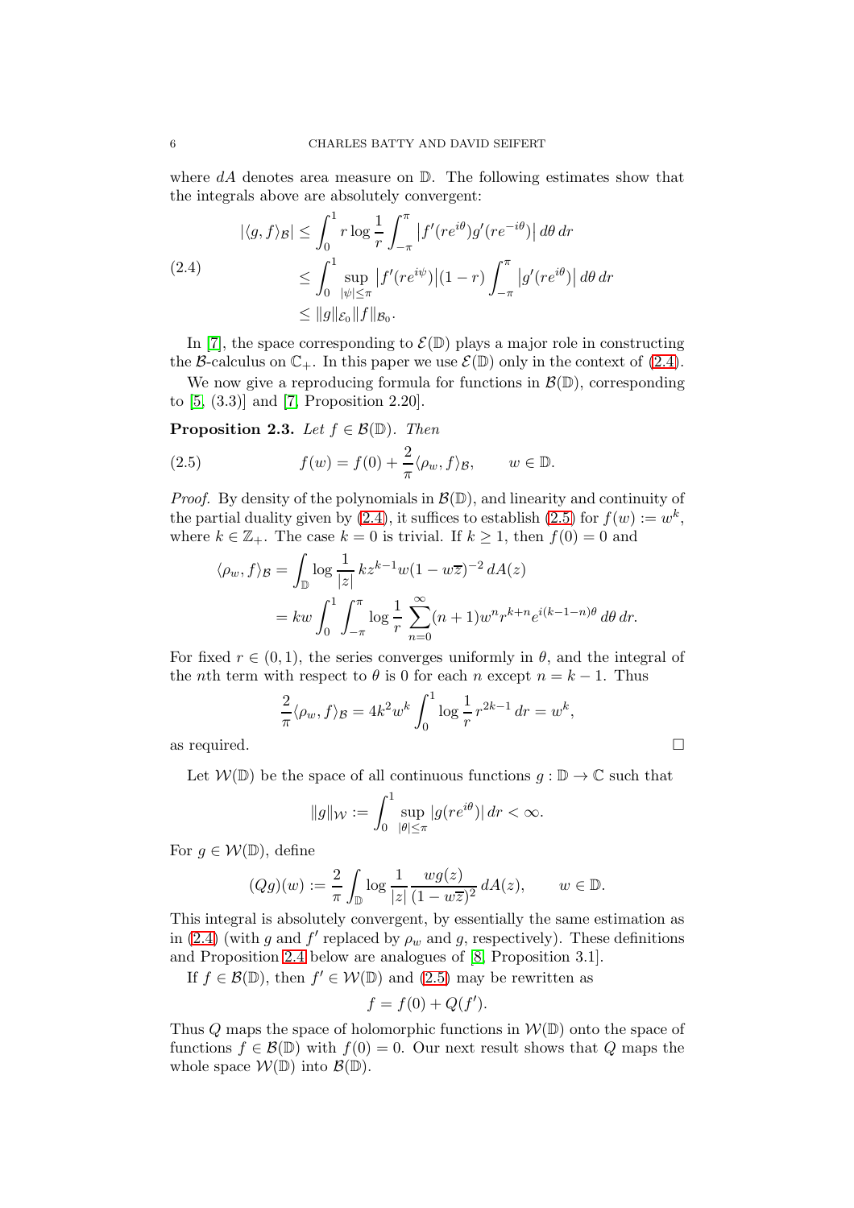where $dA$ denotes area measure on $\mathbb{D}$. The following estimates show that the integrals above are absolutely convergent:

$$
\begin{aligned}
|\langle g, f\rangle_{\mathcal{B}}| &\le \int_0^1 r\log\frac{1}{r}\int_{-\pi}^{\pi}\left|f'(re^{i\theta})g'(re^{-i\theta})\right|d\theta\,dr \\
&\le \int_0^1 \sup_{|\psi|\le\pi}\left|f'(re^{i\psi})\right|(1-r)\int_{-\pi}^{\pi}\left|g'(re^{i\theta})\right|d\theta\,dr \\
&\le \|g\|_{\mathcal{E}_0}\|f\|_{\mathcal{B}_0}.
\end{aligned}
\tag{2.4}
$$

In [7], the space corresponding to $\mathcal{E}(\mathbb{D})$ plays a major role in constructing the $\mathcal{B}$-calculus on $\mathbb{C}_+$. In this paper we use $\mathcal{E}(\mathbb{D})$ only in the context of (2.4).

We now give a reproducing formula for functions in $\mathcal{B}(\mathbb{D})$, corresponding to [5, (3.3)] and [7, Proposition 2.20].

**Proposition 2.3.** *Let $f \in \mathcal{B}(\mathbb{D})$. Then*

$$
f(w) = f(0) + \frac{2}{\pi}\langle \rho_w, f\rangle_{\mathcal{B}}, \qquad w \in \mathbb{D}. \tag{2.5}
$$

*Proof.* By density of the polynomials in $\mathcal{B}(\mathbb{D})$, and linearity and continuity of the partial duality given by (2.4), it suffices to establish (2.5) for $f(w) := w^k$, where $k \in \mathbb{Z}_+$. The case $k = 0$ is trivial. If $k \ge 1$, then $f(0) = 0$ and

$$
\begin{aligned}
\langle \rho_w, f\rangle_{\mathcal{B}} &= \int_{\mathbb{D}} \log\frac{1}{|z|}\, kz^{k-1} w(1-w\overline{z})^{-2}\, dA(z) \\
&= kw\int_0^1\int_{-\pi}^{\pi}\log\frac{1}{r}\sum_{n=0}^{\infty}(n+1)w^n r^{k+n} e^{i(k-1-n)\theta}\,d\theta\,dr.
\end{aligned}
$$

For fixed $r \in (0,1)$, the series converges uniformly in $\theta$, and the integral of the $n$th term with respect to $\theta$ is 0 for each $n$ except $n = k-1$. Thus

$$
\frac{2}{\pi}\langle \rho_w, f\rangle_{\mathcal{B}} = 4k^2 w^k \int_0^1 \log\frac{1}{r}\, r^{2k-1}\,dr = w^k,
$$

as required. □

Let $\mathcal{W}(\mathbb{D})$ be the space of all continuous functions $g : \mathbb{D} \to \mathbb{C}$ such that

$$
\|g\|_{\mathcal{W}} := \int_0^1 \sup_{|\theta|\le\pi} |g(re^{i\theta})|\,dr < \infty.
$$

For $g \in \mathcal{W}(\mathbb{D})$, define

$$
(Qg)(w) := \frac{2}{\pi}\int_{\mathbb{D}} \log\frac{1}{|z|}\frac{wg(z)}{(1-w\overline{z})^2}\,dA(z), \qquad w \in \mathbb{D}.
$$

This integral is absolutely convergent, by essentially the same estimation as in (2.4) (with $g$ and $f'$ replaced by $\rho_w$ and $g$, respectively). These definitions and Proposition 2.4 below are analogues of [8, Proposition 3.1].

If $f \in \mathcal{B}(\mathbb{D})$, then $f' \in \mathcal{W}(\mathbb{D})$ and (2.5) may be rewritten as

$$
f = f(0) + Q(f').
$$

Thus $Q$ maps the space of holomorphic functions in $\mathcal{W}(\mathbb{D})$ onto the space of functions $f \in \mathcal{B}(\mathbb{D})$ with $f(0) = 0$. Our next result shows that $Q$ maps the whole space $\mathcal{W}(\mathbb{D})$ into $\mathcal{B}(\mathbb{D})$.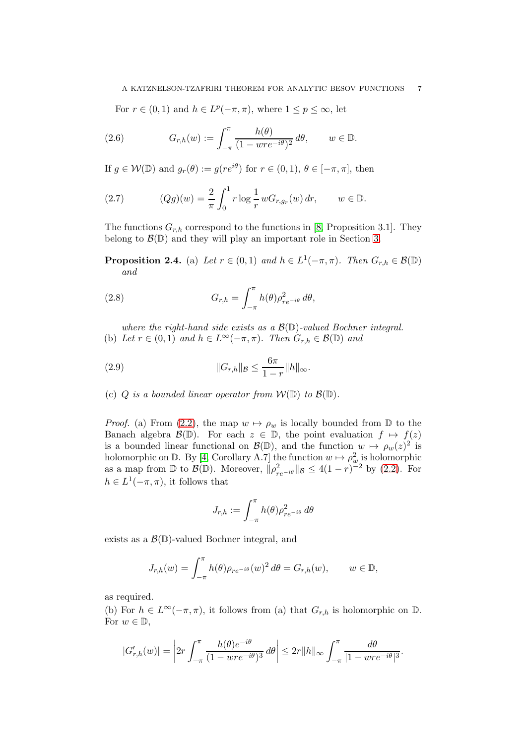For $r \in (0,1)$ and $h \in L^p(-\pi,\pi)$, where $1 \le p \le \infty$, let

$$G_{r,h}(w) := \int_{-\pi}^{\pi} \frac{h(\theta)}{(1 - wre^{-i\theta})^2}\, d\theta, \qquad w \in \mathbb{D}. \tag{2.6}$$

If $g \in \mathcal{W}(\mathbb{D})$ and $g_r(\theta) := g(re^{i\theta})$ for $r \in (0,1)$, $\theta \in [-\pi,\pi]$, then

$$(Qg)(w) = \frac{2}{\pi} \int_0^1 r \log \frac{1}{r}\, w G_{r,g_r}(w)\, dr, \qquad w \in \mathbb{D}. \tag{2.7}$$

The functions $G_{r,h}$ correspond to the functions in [8, Proposition 3.1]. They belong to $\mathcal{B}(\mathbb{D})$ and they will play an important role in Section 3.

**Proposition 2.4.** (a) *Let $r \in (0,1)$ and $h \in L^1(-\pi,\pi)$. Then $G_{r,h} \in \mathcal{B}(\mathbb{D})$ and*

$$G_{r,h} = \int_{-\pi}^{\pi} h(\theta) \rho^2_{re^{-i\theta}}\, d\theta, \tag{2.8}$$

*where the right-hand side exists as a $\mathcal{B}(\mathbb{D})$-valued Bochner integral.*

(b) *Let $r \in (0,1)$ and $h \in L^\infty(-\pi,\pi)$. Then $G_{r,h} \in \mathcal{B}(\mathbb{D})$ and*

$$\|G_{r,h}\|_{\mathcal{B}} \le \frac{6\pi}{1-r} \|h\|_\infty. \tag{2.9}$$

(c) *$Q$ is a bounded linear operator from $\mathcal{W}(\mathbb{D})$ to $\mathcal{B}(\mathbb{D})$.*

*Proof.* (a) From (2.2), the map $w \mapsto \rho_w$ is locally bounded from $\mathbb{D}$ to the Banach algebra $\mathcal{B}(\mathbb{D})$. For each $z \in \mathbb{D}$, the point evaluation $f \mapsto f(z)$ is a bounded linear functional on $\mathcal{B}(\mathbb{D})$, and the function $w \mapsto \rho_w(z)^2$ is holomorphic on $\mathbb{D}$. By [4, Corollary A.7] the function $w \mapsto \rho_w^2$ is holomorphic as a map from $\mathbb{D}$ to $\mathcal{B}(\mathbb{D})$. Moreover, $\|\rho^2_{re^{-i\theta}}\|_{\mathcal{B}} \le 4(1-r)^{-2}$ by (2.2). For $h \in L^1(-\pi,\pi)$, it follows that

$$J_{r,h} := \int_{-\pi}^{\pi} h(\theta) \rho^2_{re^{-i\theta}}\, d\theta$$

exists as a $\mathcal{B}(\mathbb{D})$-valued Bochner integral, and

$$J_{r,h}(w) = \int_{-\pi}^{\pi} h(\theta) \rho_{re^{-i\theta}}(w)^2\, d\theta = G_{r,h}(w), \qquad w \in \mathbb{D},$$

as required.

(b) For $h \in L^\infty(-\pi,\pi)$, it follows from (a) that $G_{r,h}$ is holomorphic on $\mathbb{D}$. For $w \in \mathbb{D}$,

$$|G'_{r,h}(w)| = \left| 2r \int_{-\pi}^{\pi} \frac{h(\theta) e^{-i\theta}}{(1 - wre^{-i\theta})^3}\, d\theta \right| \le 2r\|h\|_\infty \int_{-\pi}^{\pi} \frac{d\theta}{|1 - wre^{-i\theta}|^3}.$$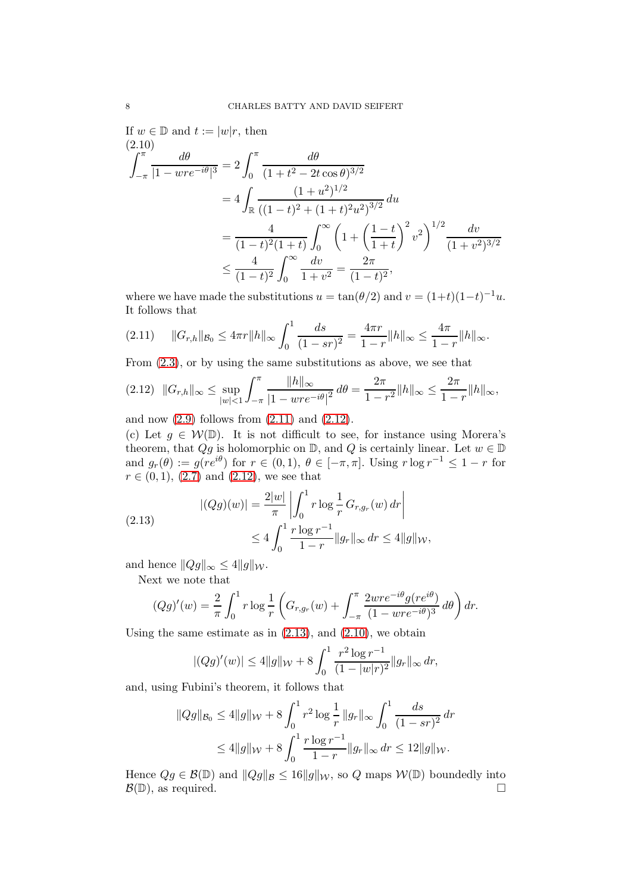If $w \in \mathbb{D}$ and $t := |w|r$, then

$$
\begin{aligned}
\int_{-\pi}^{\pi} \frac{d\theta}{|1 - wre^{-i\theta}|^3} &= 2\int_0^{\pi} \frac{d\theta}{(1 + t^2 - 2t\cos\theta)^{3/2}} \\
&= 4\int_{\mathbb{R}} \frac{(1+u^2)^{1/2}}{((1-t)^2 + (1+t)^2u^2)^{3/2}}\, du \\
&= \frac{4}{(1-t)^2(1+t)} \int_0^{\infty} \left(1 + \left(\frac{1-t}{1+t}\right)^2 v^2\right)^{1/2} \frac{dv}{(1+v^2)^{3/2}} \\
&\leq \frac{4}{(1-t)^2} \int_0^{\infty} \frac{dv}{1+v^2} = \frac{2\pi}{(1-t)^2},
\end{aligned} \tag{2.10}
$$

where we have made the substitutions $u = \tan(\theta/2)$ and $v = (1+t)(1-t)^{-1}u$. It follows that

$$
\|G_{r,h}\|_{\mathcal{B}_0} \leq 4\pi r \|h\|_\infty \int_0^1 \frac{ds}{(1-sr)^2} = \frac{4\pi r}{1-r}\|h\|_\infty \leq \frac{4\pi}{1-r}\|h\|_\infty. \tag{2.11}
$$

From (2.3), or by using the same substitutions as above, we see that

$$
\|G_{r,h}\|_\infty \leq \sup_{|w|<1} \int_{-\pi}^{\pi} \frac{\|h\|_\infty}{|1 - wre^{-i\theta}|^2}\, d\theta = \frac{2\pi}{1-r^2}\|h\|_\infty \leq \frac{2\pi}{1-r}\|h\|_\infty, \tag{2.12}
$$

and now (2.9) follows from (2.11) and (2.12).

(c) Let $g \in \mathcal{W}(\mathbb{D})$. It is not difficult to see, for instance using Morera's theorem, that $Qg$ is holomorphic on $\mathbb{D}$, and $Q$ is certainly linear. Let $w \in \mathbb{D}$ and $g_r(\theta) := g(re^{i\theta})$ for $r \in (0,1)$, $\theta \in [-\pi, \pi]$. Using $r \log r^{-1} \leq 1 - r$ for $r \in (0,1)$, (2.7) and (2.12), we see that

$$
\begin{aligned}
|(Qg)(w)| &= \frac{2|w|}{\pi} \left| \int_0^1 r \log \frac{1}{r}\, G_{r,g_r}(w)\, dr \right| \\
&\leq 4 \int_0^1 \frac{r \log r^{-1}}{1-r} \|g_r\|_\infty \, dr \leq 4\|g\|_{\mathcal{W}},
\end{aligned} \tag{2.13}
$$

and hence $\|Qg\|_\infty \leq 4\|g\|_{\mathcal{W}}$.

Next we note that

$$
(Qg)'(w) = \frac{2}{\pi} \int_0^1 r \log \frac{1}{r} \left( G_{r,g_r}(w) + \int_{-\pi}^{\pi} \frac{2wre^{-i\theta} g(re^{i\theta})}{(1 - wre^{-i\theta})^3}\, d\theta \right) dr.
$$

Using the same estimate as in (2.13), and (2.10), we obtain

$$
|(Qg)'(w)| \leq 4\|g\|_{\mathcal{W}} + 8 \int_0^1 \frac{r^2 \log r^{-1}}{(1 - |w|r)^2} \|g_r\|_\infty \, dr,
$$

and, using Fubini's theorem, it follows that

$$
\begin{aligned}
\|Qg\|_{\mathcal{B}_0} &\leq 4\|g\|_{\mathcal{W}} + 8 \int_0^1 r^2 \log \frac{1}{r}\, \|g_r\|_\infty \int_0^1 \frac{ds}{(1-sr)^2}\, dr \\
&\leq 4\|g\|_{\mathcal{W}} + 8 \int_0^1 \frac{r \log r^{-1}}{1-r} \|g_r\|_\infty \, dr \leq 12\|g\|_{\mathcal{W}}.
\end{aligned}
$$

Hence $Qg \in \mathcal{B}(\mathbb{D})$ and $\|Qg\|_{\mathcal{B}} \leq 16\|g\|_{\mathcal{W}}$, so $Q$ maps $\mathcal{W}(\mathbb{D})$ boundedly into $\mathcal{B}(\mathbb{D})$, as required. $\square$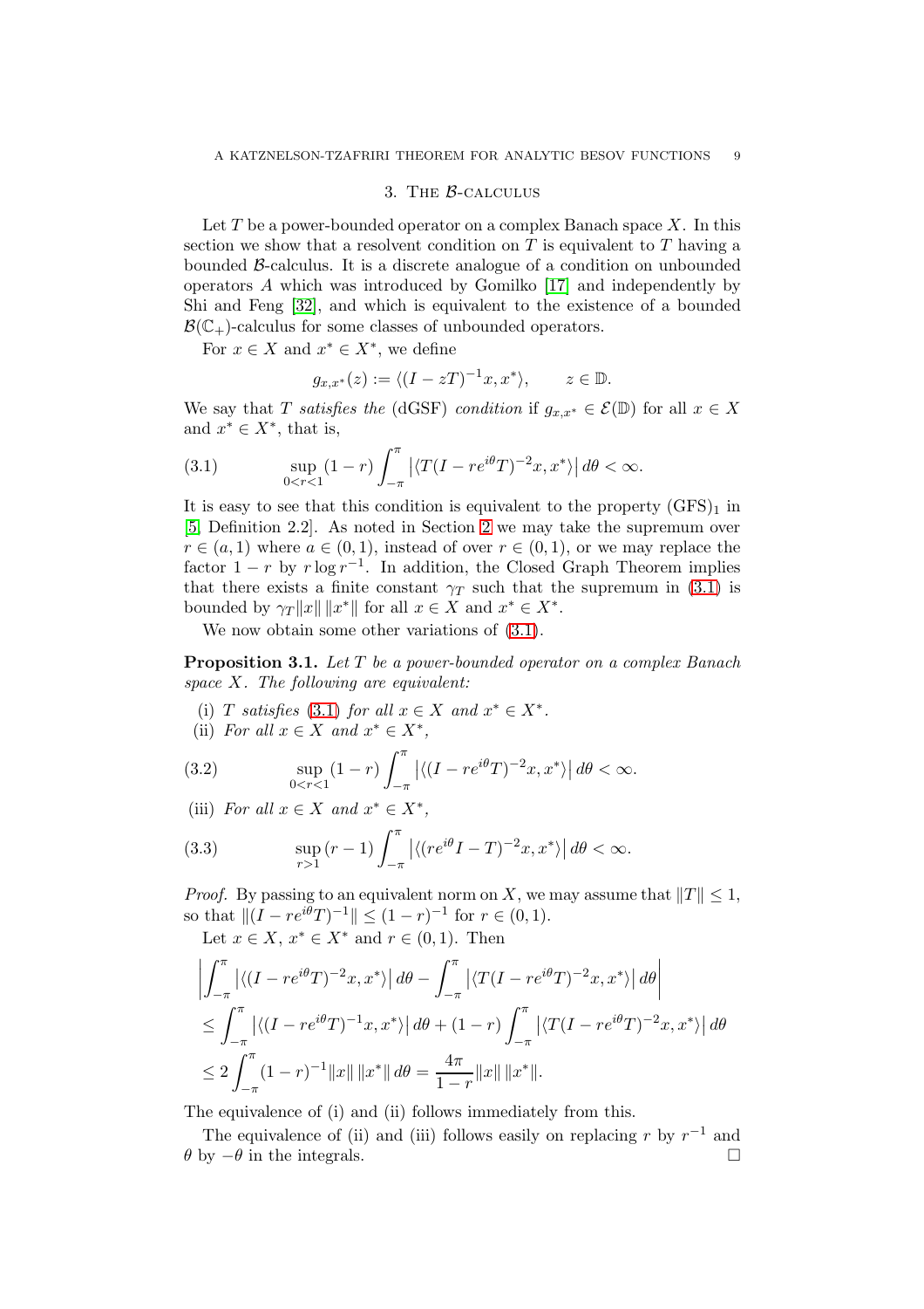## 3. The $\mathcal{B}$-calculus

Let $T$ be a power-bounded operator on a complex Banach space $X$. In this section we show that a resolvent condition on $T$ is equivalent to $T$ having a bounded $\mathcal{B}$-calculus. It is a discrete analogue of a condition on unbounded operators $A$ which was introduced by Gomilko [17] and independently by Shi and Feng [32], and which is equivalent to the existence of a bounded $\mathcal{B}(\mathbb{C}_+)$-calculus for some classes of unbounded operators.

For $x \in X$ and $x^* \in X^*$, we define

$$g_{x,x^*}(z) := \langle (I - zT)^{-1}x, x^* \rangle, \qquad z \in \mathbb{D}.$$

We say that $T$ *satisfies the* (dGSF) *condition* if $g_{x,x^*} \in \mathcal{E}(\mathbb{D})$ for all $x \in X$ and $x^* \in X^*$, that is,

$$\sup_{0<r<1} (1-r) \int_{-\pi}^{\pi} \left| \langle T(I - re^{i\theta}T)^{-2}x, x^* \rangle \right| d\theta < \infty. \tag{3.1}$$

It is easy to see that this condition is equivalent to the property $(\mathrm{GFS})_1$ in [5, Definition 2.2]. As noted in Section 2 we may take the supremum over $r \in (a,1)$ where $a \in (0,1)$, instead of over $r \in (0,1)$, or we may replace the factor $1-r$ by $r \log r^{-1}$. In addition, the Closed Graph Theorem implies that there exists a finite constant $\gamma_T$ such that the supremum in (3.1) is bounded by $\gamma_T \|x\| \, \|x^*\|$ for all $x \in X$ and $x^* \in X^*$.

We now obtain some other variations of (3.1).

**Proposition 3.1.** *Let $T$ be a power-bounded operator on a complex Banach space $X$. The following are equivalent:*

(i) *$T$ satisfies (3.1) for all $x \in X$ and $x^* \in X^*$.*

(ii) *For all $x \in X$ and $x^* \in X^*$,*

$$\sup_{0<r<1} (1-r) \int_{-\pi}^{\pi} \left| \langle (I - re^{i\theta}T)^{-2}x, x^* \rangle \right| d\theta < \infty. \tag{3.2}$$

(iii) *For all $x \in X$ and $x^* \in X^*$,*

$$\sup_{r>1} (r-1) \int_{-\pi}^{\pi} \left| \langle (re^{i\theta}I - T)^{-2}x, x^* \rangle \right| d\theta < \infty. \tag{3.3}$$

*Proof.* By passing to an equivalent norm on $X$, we may assume that $\|T\| \le 1$, so that $\|(I - re^{i\theta}T)^{-1}\| \le (1-r)^{-1}$ for $r \in (0,1)$.

Let $x \in X$, $x^* \in X^*$ and $r \in (0,1)$. Then

$$\begin{aligned}
&\left| \int_{-\pi}^{\pi} \left| \langle (I - re^{i\theta}T)^{-2}x, x^* \rangle \right| d\theta - \int_{-\pi}^{\pi} \left| \langle T(I - re^{i\theta}T)^{-2}x, x^* \rangle \right| d\theta \right| \\
&\le \int_{-\pi}^{\pi} \left| \langle (I - re^{i\theta}T)^{-1}x, x^* \rangle \right| d\theta + (1-r) \int_{-\pi}^{\pi} \left| \langle T(I - re^{i\theta}T)^{-2}x, x^* \rangle \right| d\theta \\
&\le 2 \int_{-\pi}^{\pi} (1-r)^{-1} \|x\| \, \|x^*\| \, d\theta = \frac{4\pi}{1-r} \|x\| \, \|x^*\|.
\end{aligned}$$

The equivalence of (i) and (ii) follows immediately from this.

The equivalence of (ii) and (iii) follows easily on replacing $r$ by $r^{-1}$ and $\theta$ by $-\theta$ in the integrals. $\square$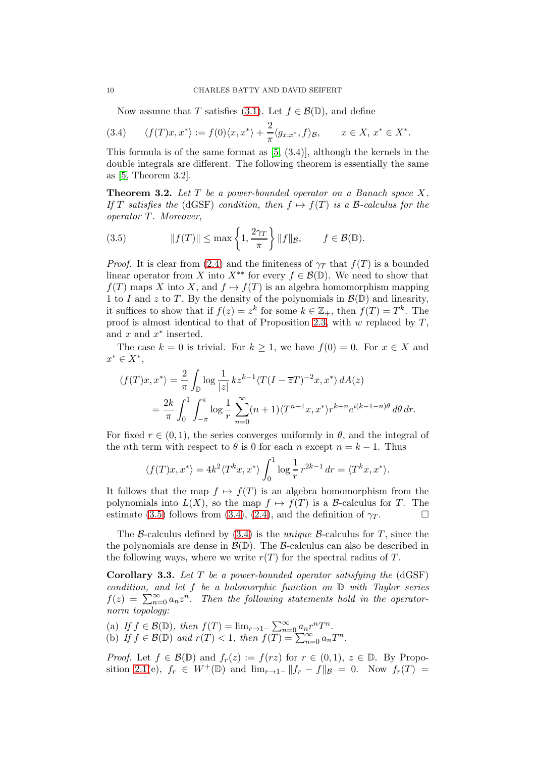Now assume that $T$ satisfies (3.1). Let $f \in \mathcal{B}(\mathbb{D})$, and define

$$\langle f(T)x, x^* \rangle := f(0)\langle x, x^* \rangle + \frac{2}{\pi}\langle g_{x,x^*}, f \rangle_{\mathcal{B}}, \qquad x \in X,\ x^* \in X^*. \tag{3.4}$$

This formula is of the same format as [5, (3.4)], although the kernels in the double integrals are different. The following theorem is essentially the same as [5, Theorem 3.2].

**Theorem 3.2.** *Let $T$ be a power-bounded operator on a Banach space $X$. If $T$ satisfies the* (dGSF) *condition, then $f \mapsto f(T)$ is a $\mathcal{B}$-calculus for the operator $T$. Moreover,*

$$\|f(T)\| \le \max\left\{1, \frac{2\gamma_T}{\pi}\right\} \|f\|_{\mathcal{B}}, \qquad f \in \mathcal{B}(\mathbb{D}). \tag{3.5}$$

*Proof.* It is clear from (2.4) and the finiteness of $\gamma_T$ that $f(T)$ is a bounded linear operator from $X$ into $X^{**}$ for every $f \in \mathcal{B}(\mathbb{D})$. We need to show that $f(T)$ maps $X$ into $X$, and $f \mapsto f(T)$ is an algebra homomorphism mapping $1$ to $I$ and $z$ to $T$. By the density of the polynomials in $\mathcal{B}(\mathbb{D})$ and linearity, it suffices to show that if $f(z) = z^k$ for some $k \in \mathbb{Z}_+$, then $f(T) = T^k$. The proof is almost identical to that of Proposition 2.3, with $w$ replaced by $T$, and $x$ and $x^*$ inserted.

The case $k = 0$ is trivial. For $k \ge 1$, we have $f(0) = 0$. For $x \in X$ and $x^* \in X^*$,

$$\begin{aligned}
\langle f(T)x, x^* \rangle &= \frac{2}{\pi} \int_{\mathbb{D}} \log \frac{1}{|z|}\, k z^{k-1} \langle T(I - \overline{z}T)^{-2} x, x^* \rangle \, dA(z) \\
&= \frac{2k}{\pi} \int_0^1 \int_{-\pi}^{\pi} \log \frac{1}{r} \sum_{n=0}^{\infty} (n+1) \langle T^{n+1} x, x^* \rangle r^{k+n} e^{i(k-1-n)\theta} \, d\theta \, dr.
\end{aligned}$$

For fixed $r \in (0,1)$, the series converges uniformly in $\theta$, and the integral of the $n$th term with respect to $\theta$ is $0$ for each $n$ except $n = k-1$. Thus

$$\langle f(T)x, x^* \rangle = 4k^2 \langle T^k x, x^* \rangle \int_0^1 \log \frac{1}{r}\, r^{2k-1} \, dr = \langle T^k x, x^* \rangle.$$

It follows that the map $f \mapsto f(T)$ is an algebra homomorphism from the polynomials into $L(X)$, so the map $f \mapsto f(T)$ is a $\mathcal{B}$-calculus for $T$. The estimate (3.5) follows from (3.4), (2.4), and the definition of $\gamma_T$. $\square$

The $\mathcal{B}$-calculus defined by (3.4) is the *unique* $\mathcal{B}$-calculus for $T$, since the the polynomials are dense in $\mathcal{B}(\mathbb{D})$. The $\mathcal{B}$-calculus can also be described in the following ways, where we write $r(T)$ for the spectral radius of $T$.

**Corollary 3.3.** *Let $T$ be a power-bounded operator satisfying the* (dGSF) *condition, and let $f$ be a holomorphic function on $\mathbb{D}$ with Taylor series $f(z) = \sum_{n=0}^{\infty} a_n z^n$. Then the following statements hold in the operator-norm topology:*

(a) *If $f \in \mathcal{B}(\mathbb{D})$, then $f(T) = \lim_{r \to 1-} \sum_{n=0}^{\infty} a_n r^n T^n$.*
(b) *If $f \in \mathcal{B}(\mathbb{D})$ and $r(T) < 1$, then $f(T) = \sum_{n=0}^{\infty} a_n T^n$.*

*Proof.* Let $f \in \mathcal{B}(\mathbb{D})$ and $f_r(z) := f(rz)$ for $r \in (0,1)$, $z \in \mathbb{D}$. By Proposition 2.1(e), $f_r \in W^+(\mathbb{D})$ and $\lim_{r \to 1-} \|f_r - f\|_{\mathcal{B}} = 0$. Now $f_r(T) =$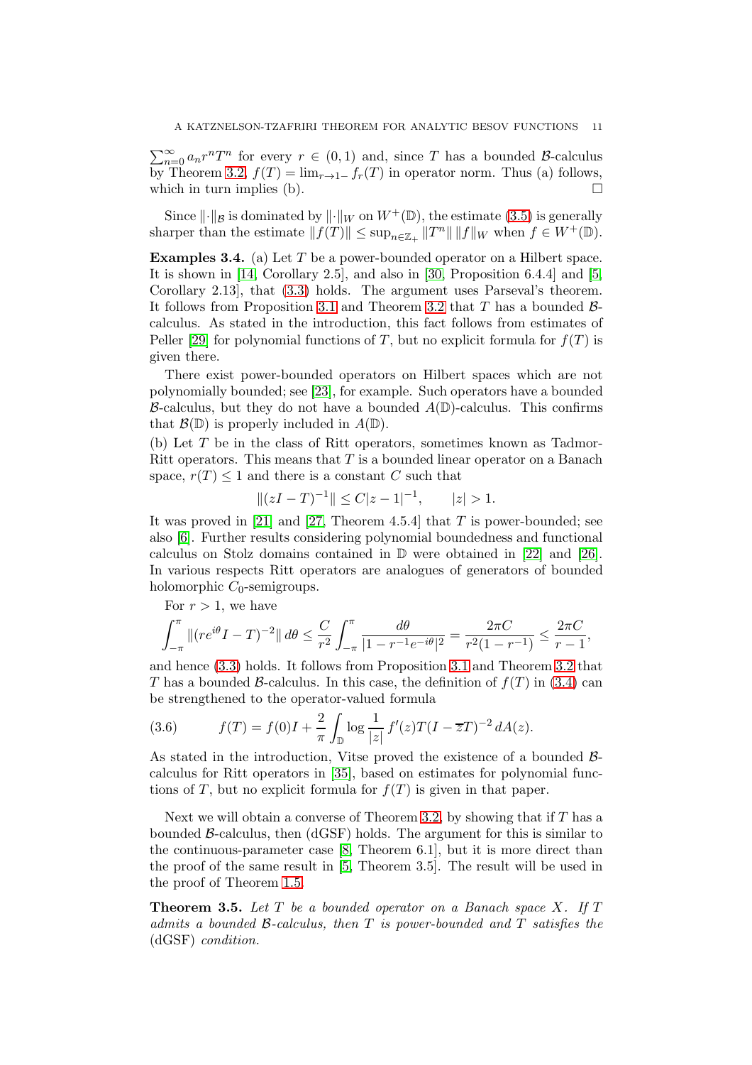$\sum_{n=0}^\infty a_n r^n T^n$ for every $r \in (0,1)$ and, since $T$ has a bounded $\mathcal{B}$-calculus by Theorem 3.2, $f(T) = \lim_{r\to 1-} f_r(T)$ in operator norm. Thus (a) follows, which in turn implies (b). □

Since $\|\cdot\|_{\mathcal{B}}$ is dominated by $\|\cdot\|_W$ on $W^+(\mathbb{D})$, the estimate (3.5) is generally sharper than the estimate $\|f(T)\| \le \sup_{n\in\mathbb{Z}_+} \|T^n\| \, \|f\|_W$ when $f \in W^+(\mathbb{D})$.

**Examples 3.4.** (a) Let $T$ be a power-bounded operator on a Hilbert space. It is shown in [14, Corollary 2.5], and also in [30, Proposition 6.4.4] and [5, Corollary 2.13], that (3.3) holds. The argument uses Parseval's theorem. It follows from Proposition 3.1 and Theorem 3.2 that $T$ has a bounded $\mathcal{B}$-calculus. As stated in the introduction, this fact follows from estimates of Peller [29] for polynomial functions of $T$, but no explicit formula for $f(T)$ is given there.

There exist power-bounded operators on Hilbert spaces which are not polynomially bounded; see [23], for example. Such operators have a bounded $\mathcal{B}$-calculus, but they do not have a bounded $A(\mathbb{D})$-calculus. This confirms that $\mathcal{B}(\mathbb{D})$ is properly included in $A(\mathbb{D})$.

(b) Let $T$ be in the class of Ritt operators, sometimes known as Tadmor-Ritt operators. This means that $T$ is a bounded linear operator on a Banach space, $r(T) \le 1$ and there is a constant $C$ such that

$$\|(zI-T)^{-1}\| \le C|z-1|^{-1}, \qquad |z| > 1.$$

It was proved in [21] and [27, Theorem 4.5.4] that $T$ is power-bounded; see also [6]. Further results considering polynomial boundedness and functional calculus on Stolz domains contained in $\mathbb{D}$ were obtained in [22] and [26]. In various respects Ritt operators are analogues of generators of bounded holomorphic $C_0$-semigroups.

For $r > 1$, we have

$$\int_{-\pi}^{\pi} \|(re^{i\theta}I - T)^{-2}\| \, d\theta \le \frac{C}{r^2} \int_{-\pi}^{\pi} \frac{d\theta}{|1 - r^{-1}e^{-i\theta}|^2} = \frac{2\pi C}{r^2(1-r^{-1})} \le \frac{2\pi C}{r-1},$$

and hence (3.3) holds. It follows from Proposition 3.1 and Theorem 3.2 that $T$ has a bounded $\mathcal{B}$-calculus. In this case, the definition of $f(T)$ in (3.4) can be strengthened to the operator-valued formula

$$f(T) = f(0)I + \frac{2}{\pi} \int_{\mathbb{D}} \log \frac{1}{|z|} \, f'(z) T (I - \overline{z}T)^{-2} \, dA(z). \tag{3.6}$$

As stated in the introduction, Vitse proved the existence of a bounded $\mathcal{B}$-calculus for Ritt operators in [35], based on estimates for polynomial functions of $T$, but no explicit formula for $f(T)$ is given in that paper.

Next we will obtain a converse of Theorem 3.2, by showing that if $T$ has a bounded $\mathcal{B}$-calculus, then (dGSF) holds. The argument for this is similar to the continuous-parameter case [8, Theorem 6.1], but it is more direct than the proof of the same result in [5, Theorem 3.5]. The result will be used in the proof of Theorem 1.5.

**Theorem 3.5.** *Let $T$ be a bounded operator on a Banach space $X$. If $T$ admits a bounded $\mathcal{B}$-calculus, then $T$ is power-bounded and $T$ satisfies the* (dGSF) *condition.*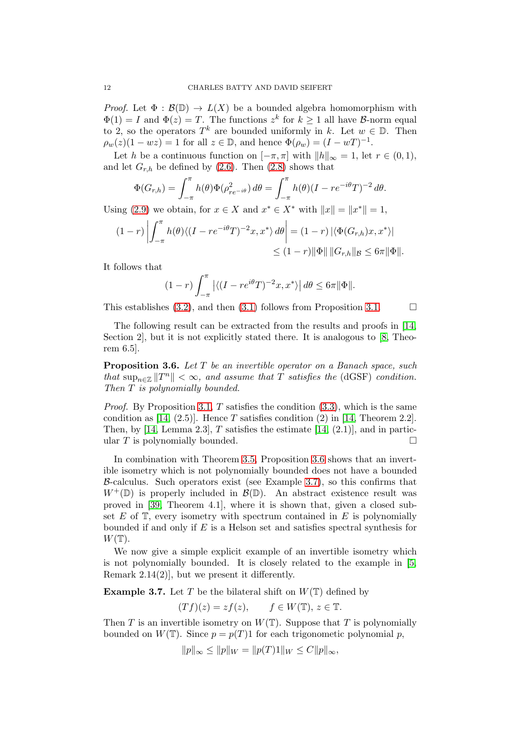*Proof.* Let $\Phi : \mathcal{B}(\mathbb{D}) \to L(X)$ be a bounded algebra homomorphism with $\Phi(1) = I$ and $\Phi(z) = T$. The functions $z^k$ for $k \geq 1$ all have $\mathcal{B}$-norm equal to 2, so the operators $T^k$ are bounded uniformly in $k$. Let $w \in \mathbb{D}$. Then $\rho_w(z)(1 - wz) = 1$ for all $z \in \mathbb{D}$, and hence $\Phi(\rho_w) = (I - wT)^{-1}$.

Let $h$ be a continuous function on $[-\pi, \pi]$ with $\|h\|_\infty = 1$, let $r \in (0,1)$, and let $G_{r,h}$ be defined by (2.6). Then (2.8) shows that

$$\Phi(G_{r,h}) = \int_{-\pi}^{\pi} h(\theta)\Phi(\rho^2_{re^{-i\theta}})\,d\theta = \int_{-\pi}^{\pi} h(\theta)(I - re^{-i\theta}T)^{-2}\,d\theta.$$

Using (2.9) we obtain, for $x \in X$ and $x^* \in X^*$ with $\|x\| = \|x^*\| = 1$,

$$\begin{aligned}(1 - r)\left|\int_{-\pi}^{\pi} h(\theta)\langle (I - re^{-i\theta}T)^{-2}x, x^*\rangle\,d\theta\right| &= (1 - r)\,|\langle \Phi(G_{r,h})x, x^*\rangle| \\ &\leq (1 - r)\|\Phi\|\,\|G_{r,h}\|_{\mathcal{B}} \leq 6\pi\|\Phi\|.\end{aligned}$$

It follows that

$$(1 - r)\int_{-\pi}^{\pi} \left|\langle (I - re^{i\theta}T)^{-2}x, x^*\rangle\right|\,d\theta \leq 6\pi\|\Phi\|.$$

This establishes (3.2), and then (3.1) follows from Proposition 3.1. $\square$

The following result can be extracted from the results and proofs in [14, Section 2], but it is not explicitly stated there. It is analogous to [8, Theorem 6.5].

**Proposition 3.6.** *Let $T$ be an invertible operator on a Banach space, such that $\sup_{n\in\mathbb{Z}} \|T^n\| < \infty$, and assume that $T$ satisfies the* (dGSF) *condition. Then $T$ is polynomially bounded.*

*Proof.* By Proposition 3.1, $T$ satisfies the condition (3.3), which is the same condition as [14, (2.5)]. Hence $T$ satisfies condition (2) in [14, Theorem 2.2]. Then, by [14, Lemma 2.3], $T$ satisfies the estimate [14, (2.1)], and in particular $T$ is polynomially bounded. $\square$

In combination with Theorem 3.5, Proposition 3.6 shows that an invertible isometry which is not polynomially bounded does not have a bounded $\mathcal{B}$-calculus. Such operators exist (see Example 3.7), so this confirms that $W^+(\mathbb{D})$ is properly included in $\mathcal{B}(\mathbb{D})$. An abstract existence result was proved in [39, Theorem 4.1], where it is shown that, given a closed subset $E$ of $\mathbb{T}$, every isometry with spectrum contained in $E$ is polynomially bounded if and only if $E$ is a Helson set and satisfies spectral synthesis for $W(\mathbb{T})$.

We now give a simple explicit example of an invertible isometry which is not polynomially bounded. It is closely related to the example in [5, Remark 2.14(2)], but we present it differently.

**Example 3.7.** Let $T$ be the bilateral shift on $W(\mathbb{T})$ defined by

$$(Tf)(z) = zf(z), \qquad f \in W(\mathbb{T}),\ z \in \mathbb{T}.$$

Then $T$ is an invertible isometry on $W(\mathbb{T})$. Suppose that $T$ is polynomially bounded on $W(\mathbb{T})$. Since $p = p(T)1$ for each trigonometric polynomial $p$,

$$\|p\|_\infty \leq \|p\|_W = \|p(T)1\|_W \leq C\|p\|_\infty,$$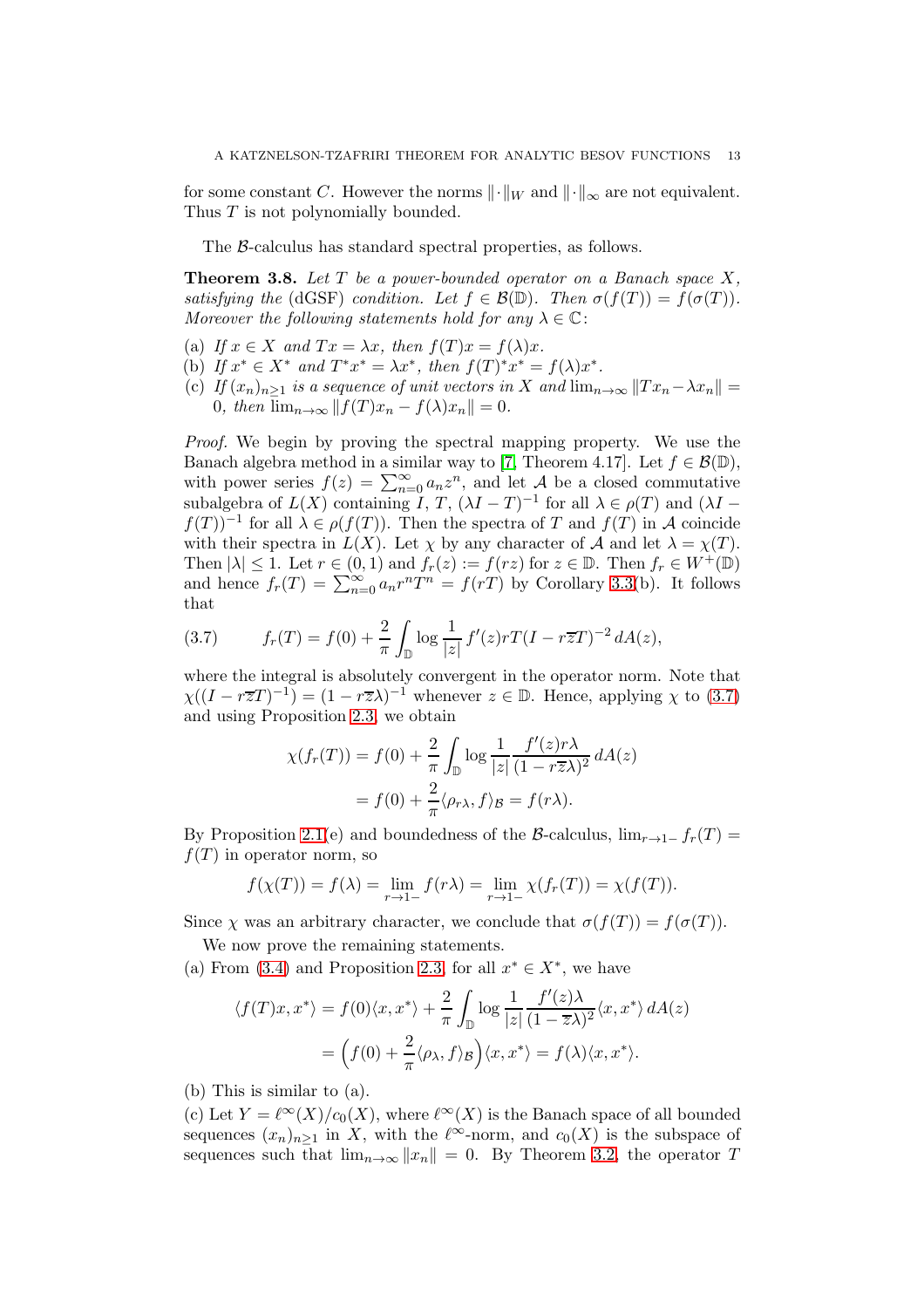for some constant $C$. However the norms $\|\cdot\|_W$ and $\|\cdot\|_\infty$ are not equivalent. Thus $T$ is not polynomially bounded.

The $\mathcal{B}$-calculus has standard spectral properties, as follows.

**Theorem 3.8.** *Let $T$ be a power-bounded operator on a Banach space $X$, satisfying the* (dGSF) *condition. Let $f \in \mathcal{B}(\mathbb{D})$. Then $\sigma(f(T)) = f(\sigma(T))$. Moreover the following statements hold for any $\lambda \in \mathbb{C}$:*

(a) *If $x \in X$ and $Tx = \lambda x$, then $f(T)x = f(\lambda)x$.*
(b) *If $x^* \in X^*$ and $T^*x^* = \lambda x^*$, then $f(T)^*x^* = f(\lambda)x^*$.*
(c) *If $(x_n)_{n\ge1}$ is a sequence of unit vectors in $X$ and $\lim_{n\to\infty} \|Tx_n - \lambda x_n\| = 0$, then $\lim_{n\to\infty} \|f(T)x_n - f(\lambda)x_n\| = 0$.*

*Proof.* We begin by proving the spectral mapping property. We use the Banach algebra method in a similar way to [7, Theorem 4.17]. Let $f \in \mathcal{B}(\mathbb{D})$, with power series $f(z) = \sum_{n=0}^\infty a_n z^n$, and let $\mathcal{A}$ be a closed commutative subalgebra of $L(X)$ containing $I$, $T$, $(\lambda I - T)^{-1}$ for all $\lambda \in \rho(T)$ and $(\lambda I - f(T))^{-1}$ for all $\lambda \in \rho(f(T))$. Then the spectra of $T$ and $f(T)$ in $\mathcal{A}$ coincide with their spectra in $L(X)$. Let $\chi$ by any character of $\mathcal{A}$ and let $\lambda = \chi(T)$. Then $|\lambda| \le 1$. Let $r \in (0,1)$ and $f_r(z) := f(rz)$ for $z \in \mathbb{D}$. Then $f_r \in W^+(\mathbb{D})$ and hence $f_r(T) = \sum_{n=0}^\infty a_n r^n T^n = f(rT)$ by Corollary 3.3(b). It follows that

$$f_r(T) = f(0) + \frac{2}{\pi} \int_{\mathbb{D}} \log \frac{1}{|z|}\, f'(z) rT(I - r\overline{z}T)^{-2}\, dA(z), \tag{3.7}$$

where the integral is absolutely convergent in the operator norm. Note that $\chi((I - r\overline{z}T)^{-1}) = (1 - r\overline{z}\lambda)^{-1}$ whenever $z \in \mathbb{D}$. Hence, applying $\chi$ to (3.7) and using Proposition 2.3, we obtain

$$\begin{aligned}
\chi(f_r(T)) &= f(0) + \frac{2}{\pi} \int_{\mathbb{D}} \log \frac{1}{|z|} \frac{f'(z) r\lambda}{(1 - r\overline{z}\lambda)^2}\, dA(z) \\
&= f(0) + \frac{2}{\pi} \langle \rho_{r\lambda}, f\rangle_{\mathcal{B}} = f(r\lambda).
\end{aligned}$$

By Proposition 2.1(e) and boundedness of the $\mathcal{B}$-calculus, $\lim_{r\to1-} f_r(T) = f(T)$ in operator norm, so

$$f(\chi(T)) = f(\lambda) = \lim_{r\to1-} f(r\lambda) = \lim_{r\to1-} \chi(f_r(T)) = \chi(f(T)).$$

Since $\chi$ was an arbitrary character, we conclude that $\sigma(f(T)) = f(\sigma(T))$.

We now prove the remaining statements.

(a) From (3.4) and Proposition 2.3, for all $x^* \in X^*$, we have

$$\begin{aligned}
\langle f(T)x, x^*\rangle &= f(0)\langle x, x^*\rangle + \frac{2}{\pi} \int_{\mathbb{D}} \log \frac{1}{|z|} \frac{f'(z)\lambda}{(1 - \overline{z}\lambda)^2} \langle x, x^*\rangle\, dA(z) \\
&= \Big( f(0) + \frac{2}{\pi} \langle \rho_\lambda, f\rangle_{\mathcal{B}} \Big) \langle x, x^*\rangle = f(\lambda)\langle x, x^*\rangle.
\end{aligned}$$

(b) This is similar to (a).

(c) Let $Y = \ell^\infty(X)/c_0(X)$, where $\ell^\infty(X)$ is the Banach space of all bounded sequences $(x_n)_{n\ge1}$ in $X$, with the $\ell^\infty$-norm, and $c_0(X)$ is the subspace of sequences such that $\lim_{n\to\infty} \|x_n\| = 0$. By Theorem 3.2, the operator $T$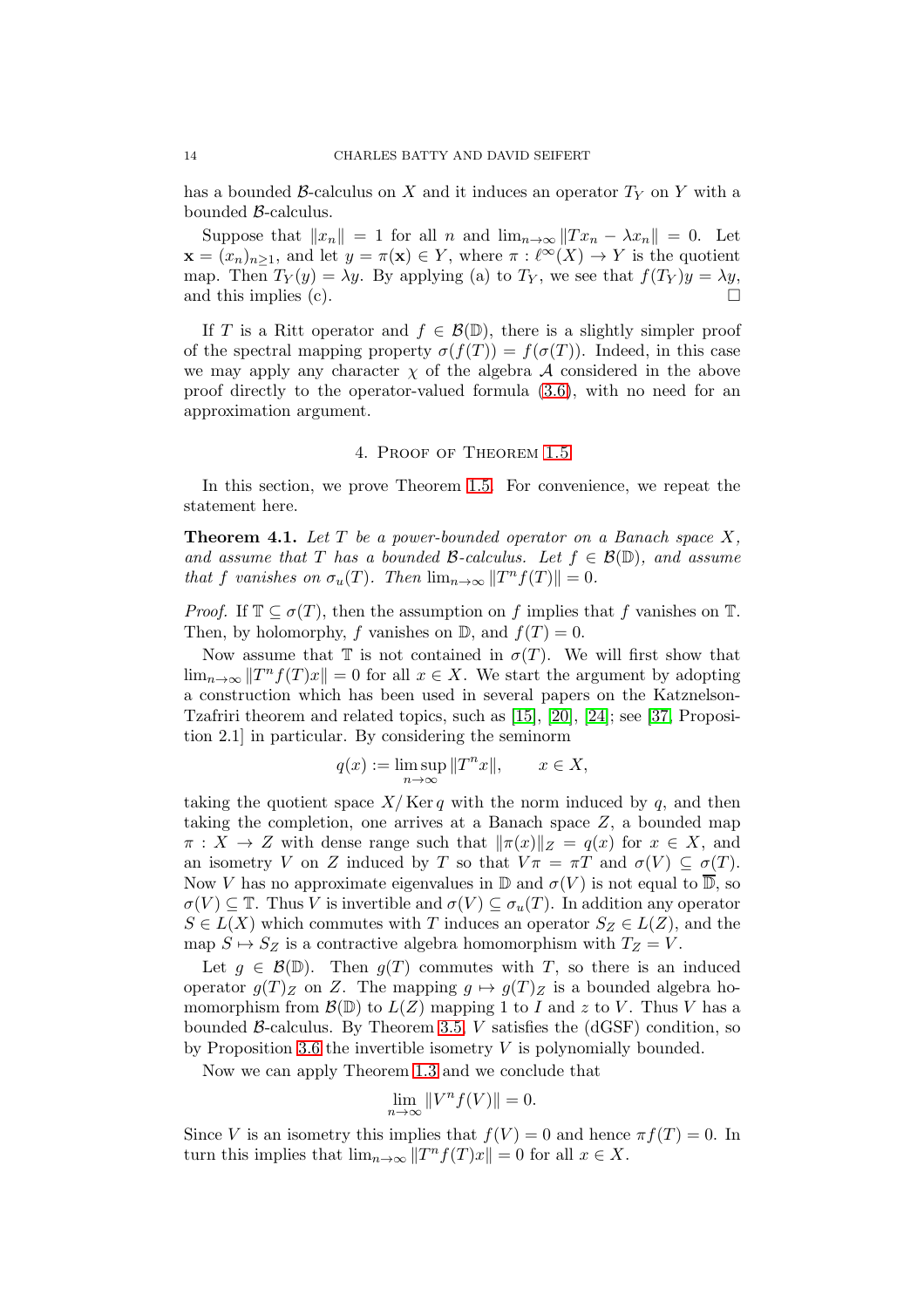has a bounded $\mathcal{B}$-calculus on $X$ and it induces an operator $T_Y$ on $Y$ with a bounded $\mathcal{B}$-calculus.

Suppose that $\|x_n\| = 1$ for all $n$ and $\lim_{n\to\infty} \|Tx_n - \lambda x_n\| = 0$. Let $\mathbf{x} = (x_n)_{n\geq 1}$, and let $y = \pi(\mathbf{x}) \in Y$, where $\pi : \ell^\infty(X) \to Y$ is the quotient map. Then $T_Y(y) = \lambda y$. By applying (a) to $T_Y$, we see that $f(T_Y)y = \lambda y$, and this implies (c). □

If $T$ is a Ritt operator and $f \in \mathcal{B}(\mathbb{D})$, there is a slightly simpler proof of the spectral mapping property $\sigma(f(T)) = f(\sigma(T))$. Indeed, in this case we may apply any character $\chi$ of the algebra $\mathcal{A}$ considered in the above proof directly to the operator-valued formula (3.6), with no need for an approximation argument.

## 4. Proof of Theorem 1.5

In this section, we prove Theorem 1.5. For convenience, we repeat the statement here.

**Theorem 4.1.** *Let $T$ be a power-bounded operator on a Banach space $X$, and assume that $T$ has a bounded $\mathcal{B}$-calculus. Let $f \in \mathcal{B}(\mathbb{D})$, and assume that $f$ vanishes on $\sigma_u(T)$. Then $\lim_{n\to\infty} \|T^n f(T)\| = 0$.*

*Proof.* If $\mathbb{T} \subseteq \sigma(T)$, then the assumption on $f$ implies that $f$ vanishes on $\mathbb{T}$. Then, by holomorphy, $f$ vanishes on $\mathbb{D}$, and $f(T) = 0$.

Now assume that $\mathbb{T}$ is not contained in $\sigma(T)$. We will first show that $\lim_{n\to\infty} \|T^n f(T)x\| = 0$ for all $x \in X$. We start the argument by adopting a construction which has been used in several papers on the Katznelson-Tzafriri theorem and related topics, such as [15], [20], [24]; see [37, Proposition 2.1] in particular. By considering the seminorm

$$q(x) := \limsup_{n\to\infty} \|T^n x\|, \qquad x \in X,$$

taking the quotient space $X/\operatorname{Ker} q$ with the norm induced by $q$, and then taking the completion, one arrives at a Banach space $Z$, a bounded map $\pi : X \to Z$ with dense range such that $\|\pi(x)\|_Z = q(x)$ for $x \in X$, and an isometry $V$ on $Z$ induced by $T$ so that $V\pi = \pi T$ and $\sigma(V) \subseteq \sigma(T)$. Now $V$ has no approximate eigenvalues in $\mathbb{D}$ and $\sigma(V)$ is not equal to $\overline{\mathbb{D}}$, so $\sigma(V) \subseteq \mathbb{T}$. Thus $V$ is invertible and $\sigma(V) \subseteq \sigma_u(T)$. In addition any operator $S \in L(X)$ which commutes with $T$ induces an operator $S_Z \in L(Z)$, and the map $S \mapsto S_Z$ is a contractive algebra homomorphism with $T_Z = V$.

Let $g \in \mathcal{B}(\mathbb{D})$. Then $g(T)$ commutes with $T$, so there is an induced operator $g(T)_Z$ on $Z$. The mapping $g \mapsto g(T)_Z$ is a bounded algebra homomorphism from $\mathcal{B}(\mathbb{D})$ to $L(Z)$ mapping 1 to $I$ and $z$ to $V$. Thus $V$ has a bounded $\mathcal{B}$-calculus. By Theorem 3.5, $V$ satisfies the (dGSF) condition, so by Proposition 3.6 the invertible isometry $V$ is polynomially bounded.

Now we can apply Theorem 1.3 and we conclude that

$$\lim_{n\to\infty} \|V^n f(V)\| = 0.$$

Since $V$ is an isometry this implies that $f(V) = 0$ and hence $\pi f(T) = 0$. In turn this implies that $\lim_{n\to\infty} \|T^n f(T)x\| = 0$ for all $x \in X$.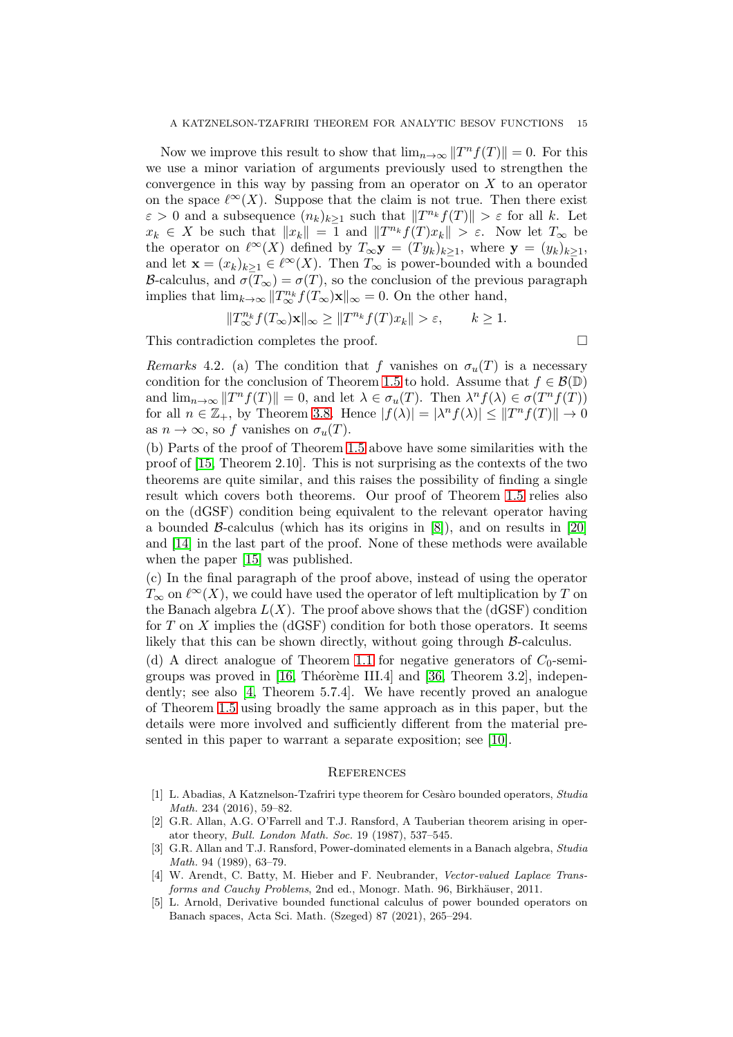Now we improve this result to show that $\lim_{n\to\infty} \|T^n f(T)\| = 0$. For this we use a minor variation of arguments previously used to strengthen the convergence in this way by passing from an operator on $X$ to an operator on the space $\ell^\infty(X)$. Suppose that the claim is not true. Then there exist $\varepsilon > 0$ and a subsequence $(n_k)_{k\ge1}$ such that $\|T^{n_k} f(T)\| > \varepsilon$ for all $k$. Let $x_k \in X$ be such that $\|x_k\| = 1$ and $\|T^{n_k} f(T)x_k\| > \varepsilon$. Now let $T_\infty$ be the operator on $\ell^\infty(X)$ defined by $T_\infty \mathbf{y} = (Ty_k)_{k\ge1}$, where $\mathbf{y} = (y_k)_{k\ge1}$, and let $\mathbf{x} = (x_k)_{k\ge1} \in \ell^\infty(X)$. Then $T_\infty$ is power-bounded with a bounded $\mathcal{B}$-calculus, and $\sigma(T_\infty) = \sigma(T)$, so the conclusion of the previous paragraph implies that $\lim_{k\to\infty} \|T_\infty^{n_k} f(T_\infty)\mathbf{x}\|_\infty = 0$. On the other hand,

$$\|T_\infty^{n_k} f(T_\infty)\mathbf{x}\|_\infty \ge \|T^{n_k} f(T)x_k\| > \varepsilon, \qquad k \ge 1.$$

This contradiction completes the proof. □

*Remarks* 4.2. (a) The condition that $f$ vanishes on $\sigma_u(T)$ is a necessary condition for the conclusion of Theorem 1.5 to hold. Assume that $f \in \mathcal{B}(\mathbb{D})$ and $\lim_{n\to\infty} \|T^n f(T)\| = 0$, and let $\lambda \in \sigma_u(T)$. Then $\lambda^n f(\lambda) \in \sigma(T^n f(T))$ for all $n \in \mathbb{Z}_+$, by Theorem 3.8. Hence $|f(\lambda)| = |\lambda^n f(\lambda)| \le \|T^n f(T)\| \to 0$ as $n \to \infty$, so $f$ vanishes on $\sigma_u(T)$.

(b) Parts of the proof of Theorem 1.5 above have some similarities with the proof of [15, Theorem 2.10]. This is not surprising as the contexts of the two theorems are quite similar, and this raises the possibility of finding a single result which covers both theorems. Our proof of Theorem 1.5 relies also on the (dGSF) condition being equivalent to the relevant operator having a bounded $\mathcal{B}$-calculus (which has its origins in [8]), and on results in [20] and [14] in the last part of the proof. None of these methods were available when the paper [15] was published.

(c) In the final paragraph of the proof above, instead of using the operator $T_\infty$ on $\ell^\infty(X)$, we could have used the operator of left multiplication by $T$ on the Banach algebra $L(X)$. The proof above shows that the (dGSF) condition for $T$ on $X$ implies the (dGSF) condition for both those operators. It seems likely that this can be shown directly, without going through $\mathcal{B}$-calculus.

(d) A direct analogue of Theorem 1.1 for negative generators of $C_0$-semigroups was proved in [16, Théorème III.4] and [36, Theorem 3.2], independently; see also [4, Theorem 5.7.4]. We have recently proved an analogue of Theorem 1.5 using broadly the same approach as in this paper, but the details were more involved and sufficiently different from the material presented in this paper to warrant a separate exposition; see [10].

## References

[1] L. Abadias, A Katznelson-Tzafriri type theorem for Cesàro bounded operators, *Studia Math.* 234 (2016), 59–82.

[2] G.R. Allan, A.G. O'Farrell and T.J. Ransford, A Tauberian theorem arising in operator theory, *Bull. London Math. Soc.* 19 (1987), 537–545.

[3] G.R. Allan and T.J. Ransford, Power-dominated elements in a Banach algebra, *Studia Math.* 94 (1989), 63–79.

[4] W. Arendt, C. Batty, M. Hieber and F. Neubrander, *Vector-valued Laplace Transforms and Cauchy Problems*, 2nd ed., Monogr. Math. 96, Birkhäuser, 2011.

[5] L. Arnold, Derivative bounded functional calculus of power bounded operators on Banach spaces, Acta Sci. Math. (Szeged) 87 (2021), 265–294.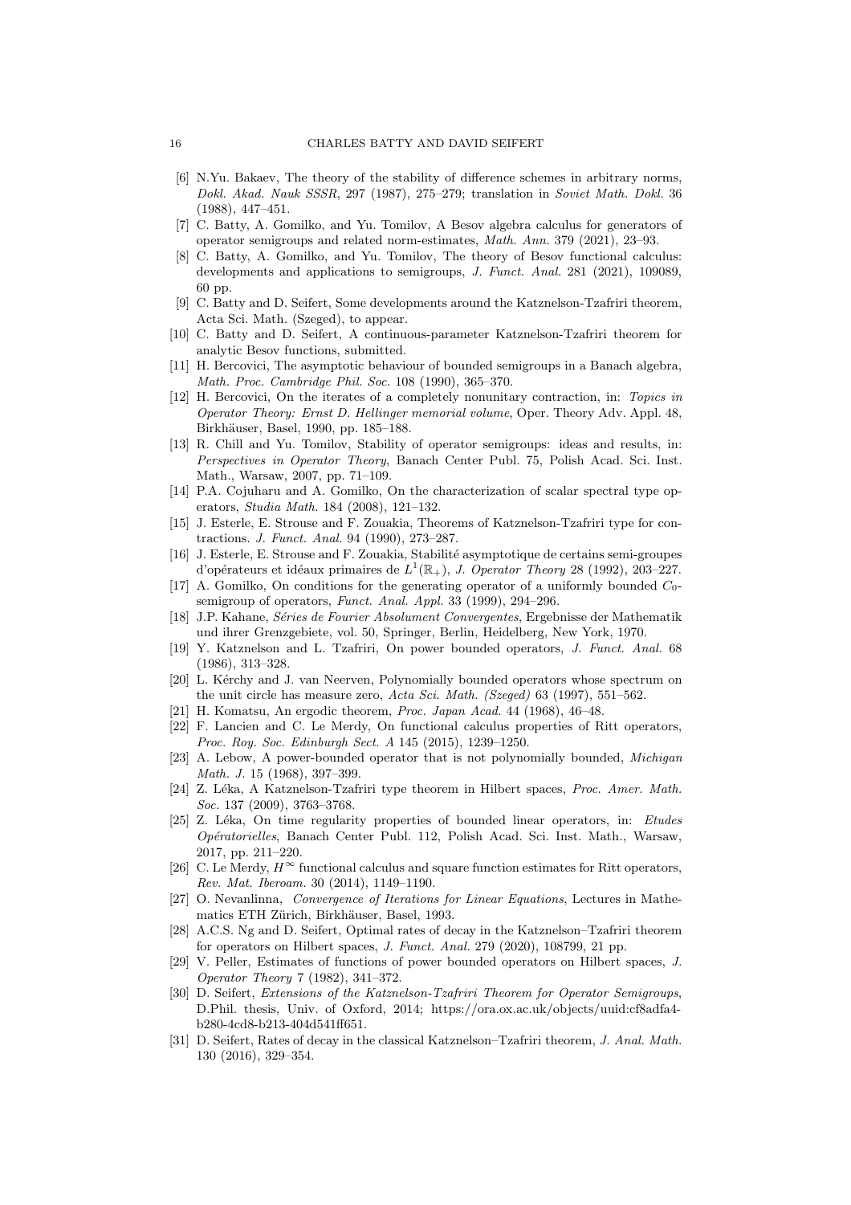[6] N.Yu. Bakaev, The theory of the stability of difference schemes in arbitrary norms, *Dokl. Akad. Nauk SSSR*, 297 (1987), 275–279; translation in *Soviet Math. Dokl.* 36 (1988), 447–451.

[7] C. Batty, A. Gomilko, and Yu. Tomilov, A Besov algebra calculus for generators of operator semigroups and related norm-estimates, *Math. Ann.* 379 (2021), 23–93.

[8] C. Batty, A. Gomilko, and Yu. Tomilov, The theory of Besov functional calculus: developments and applications to semigroups, *J. Funct. Anal.* 281 (2021), 109089, 60 pp.

[9] C. Batty and D. Seifert, Some developments around the Katznelson-Tzafriri theorem, Acta Sci. Math. (Szeged), to appear.

[10] C. Batty and D. Seifert, A continuous-parameter Katznelson-Tzafriri theorem for analytic Besov functions, submitted.

[11] H. Bercovici, The asymptotic behaviour of bounded semigroups in a Banach algebra, *Math. Proc. Cambridge Phil. Soc.* 108 (1990), 365–370.

[12] H. Bercovici, On the iterates of a completely nonunitary contraction, in: *Topics in Operator Theory: Ernst D. Hellinger memorial volume*, Oper. Theory Adv. Appl. 48, Birkhäuser, Basel, 1990, pp. 185–188.

[13] R. Chill and Yu. Tomilov, Stability of operator semigroups: ideas and results, in: *Perspectives in Operator Theory*, Banach Center Publ. 75, Polish Acad. Sci. Inst. Math., Warsaw, 2007, pp. 71–109.

[14] P.A. Cojuharu and A. Gomilko, On the characterization of scalar spectral type operators, *Studia Math.* 184 (2008), 121–132.

[15] J. Esterle, E. Strouse and F. Zouakia, Theorems of Katznelson-Tzafriri type for contractions. *J. Funct. Anal.* 94 (1990), 273–287.

[16] J. Esterle, E. Strouse and F. Zouakia, Stabilité asymptotique de certains semi-groupes d'opérateurs et idéaux primaires de $L^1(\mathbb{R}_+)$, *J. Operator Theory* 28 (1992), 203–227.

[17] A. Gomilko, On conditions for the generating operator of a uniformly bounded $C_0$-semigroup of operators, *Funct. Anal. Appl.* 33 (1999), 294–296.

[18] J.P. Kahane, *Séries de Fourier Absolument Convergentes*, Ergebnisse der Mathematik und ihrer Grenzgebiete, vol. 50, Springer, Berlin, Heidelberg, New York, 1970.

[19] Y. Katznelson and L. Tzafriri, On power bounded operators, *J. Funct. Anal.* 68 (1986), 313–328.

[20] L. Kérchy and J. van Neerven, Polynomially bounded operators whose spectrum on the unit circle has measure zero, *Acta Sci. Math. (Szeged)* 63 (1997), 551–562.

[21] H. Komatsu, An ergodic theorem, *Proc. Japan Acad.* 44 (1968), 46–48.

[22] F. Lancien and C. Le Merdy, On functional calculus properties of Ritt operators, *Proc. Roy. Soc. Edinburgh Sect. A* 145 (2015), 1239–1250.

[23] A. Lebow, A power-bounded operator that is not polynomially bounded, *Michigan Math. J.* 15 (1968), 397–399.

[24] Z. Léka, A Katznelson-Tzafriri type theorem in Hilbert spaces, *Proc. Amer. Math. Soc.* 137 (2009), 3763–3768.

[25] Z. Léka, On time regularity properties of bounded linear operators, in: *Etudes Opératorielles*, Banach Center Publ. 112, Polish Acad. Sci. Inst. Math., Warsaw, 2017, pp. 211–220.

[26] C. Le Merdy, $H^\infty$ functional calculus and square function estimates for Ritt operators, *Rev. Mat. Iberoam.* 30 (2014), 1149–1190.

[27] O. Nevanlinna, *Convergence of Iterations for Linear Equations*, Lectures in Mathematics ETH Zürich, Birkhäuser, Basel, 1993.

[28] A.C.S. Ng and D. Seifert, Optimal rates of decay in the Katznelson–Tzafriri theorem for operators on Hilbert spaces, *J. Funct. Anal.* 279 (2020), 108799, 21 pp.

[29] V. Peller, Estimates of functions of power bounded operators on Hilbert spaces, *J. Operator Theory* 7 (1982), 341–372.

[30] D. Seifert, *Extensions of the Katznelson-Tzafriri Theorem for Operator Semigroups*, D.Phil. thesis, Univ. of Oxford, 2014; https://ora.ox.ac.uk/objects/uuid:cf8adfa4-b280-4cd8-b213-404d541ff651.

[31] D. Seifert, Rates of decay in the classical Katznelson–Tzafriri theorem, *J. Anal. Math.* 130 (2016), 329–354.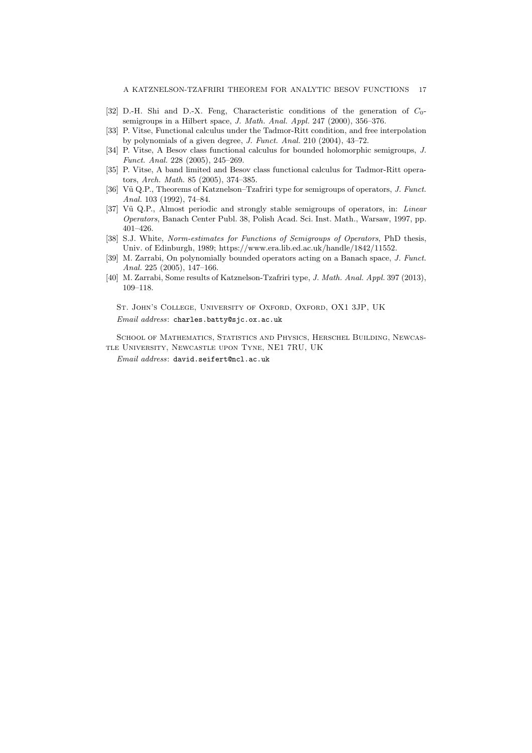[32] D.-H. Shi and D.-X. Feng, Characteristic conditions of the generation of $C_0$-semigroups in a Hilbert space, *J. Math. Anal. Appl.* 247 (2000), 356–376.

[33] P. Vitse, Functional calculus under the Tadmor-Ritt condition, and free interpolation by polynomials of a given degree, *J. Funct. Anal.* 210 (2004), 43–72.

[34] P. Vitse, A Besov class functional calculus for bounded holomorphic semigroups, *J. Funct. Anal.* 228 (2005), 245–269.

[35] P. Vitse, A band limited and Besov class functional calculus for Tadmor-Ritt operators, *Arch. Math.* 85 (2005), 374–385.

[36] Vũ Q.P., Theorems of Katznelson–Tzafriri type for semigroups of operators, *J. Funct. Anal.* 103 (1992), 74–84.

[37] Vũ Q.P., Almost periodic and strongly stable semigroups of operators, in: *Linear Operators*, Banach Center Publ. 38, Polish Acad. Sci. Inst. Math., Warsaw, 1997, pp. 401–426.

[38] S.J. White, *Norm-estimates for Functions of Semigroups of Operators*, PhD thesis, Univ. of Edinburgh, 1989; https://www.era.lib.ed.ac.uk/handle/1842/11552.

[39] M. Zarrabi, On polynomially bounded operators acting on a Banach space, *J. Funct. Anal.* 225 (2005), 147–166.

[40] M. Zarrabi, Some results of Katznelson-Tzafriri type, *J. Math. Anal. Appl.* 397 (2013), 109–118.

St. John's College, University of Oxford, Oxford, OX1 3JP, UK

*Email address*: charles.batty@sjc.ox.ac.uk

School of Mathematics, Statistics and Physics, Herschel Building, Newcastle University, Newcastle upon Tyne, NE1 7RU, UK

*Email address*: david.seifert@ncl.ac.uk